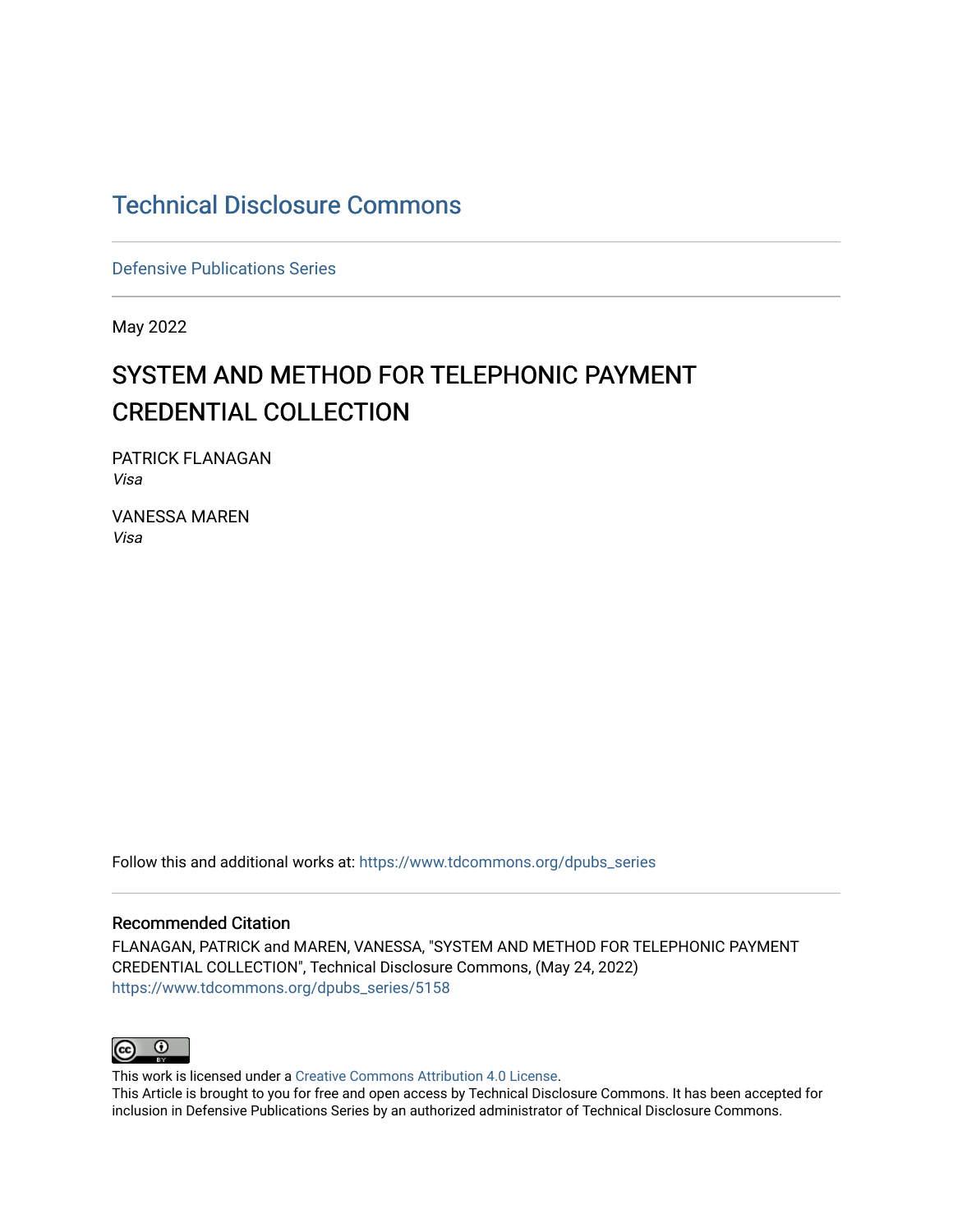Technical Disclosure Commons

Defensive Publications Series

May 2022

# SYSTEM AND METHOD FOR TELEPHONIC PAYMENT CREDENTIAL COLLECTION

PATRICK FLANAGAN
*Visa*

VANESSA MAREN
*Visa*

Follow this and additional works at: https://www.tdcommons.org/dpubs_series

## Recommended Citation

FLANAGAN, PATRICK and MAREN, VANESSA, "SYSTEM AND METHOD FOR TELEPHONIC PAYMENT CREDENTIAL COLLECTION", Technical Disclosure Commons, (May 24, 2022)
https://www.tdcommons.org/dpubs_series/5158

This work is licensed under a Creative Commons Attribution 4.0 License.
This Article is brought to you for free and open access by Technical Disclosure Commons. It has been accepted for inclusion in Defensive Publications Series by an authorized administrator of Technical Disclosure Commons.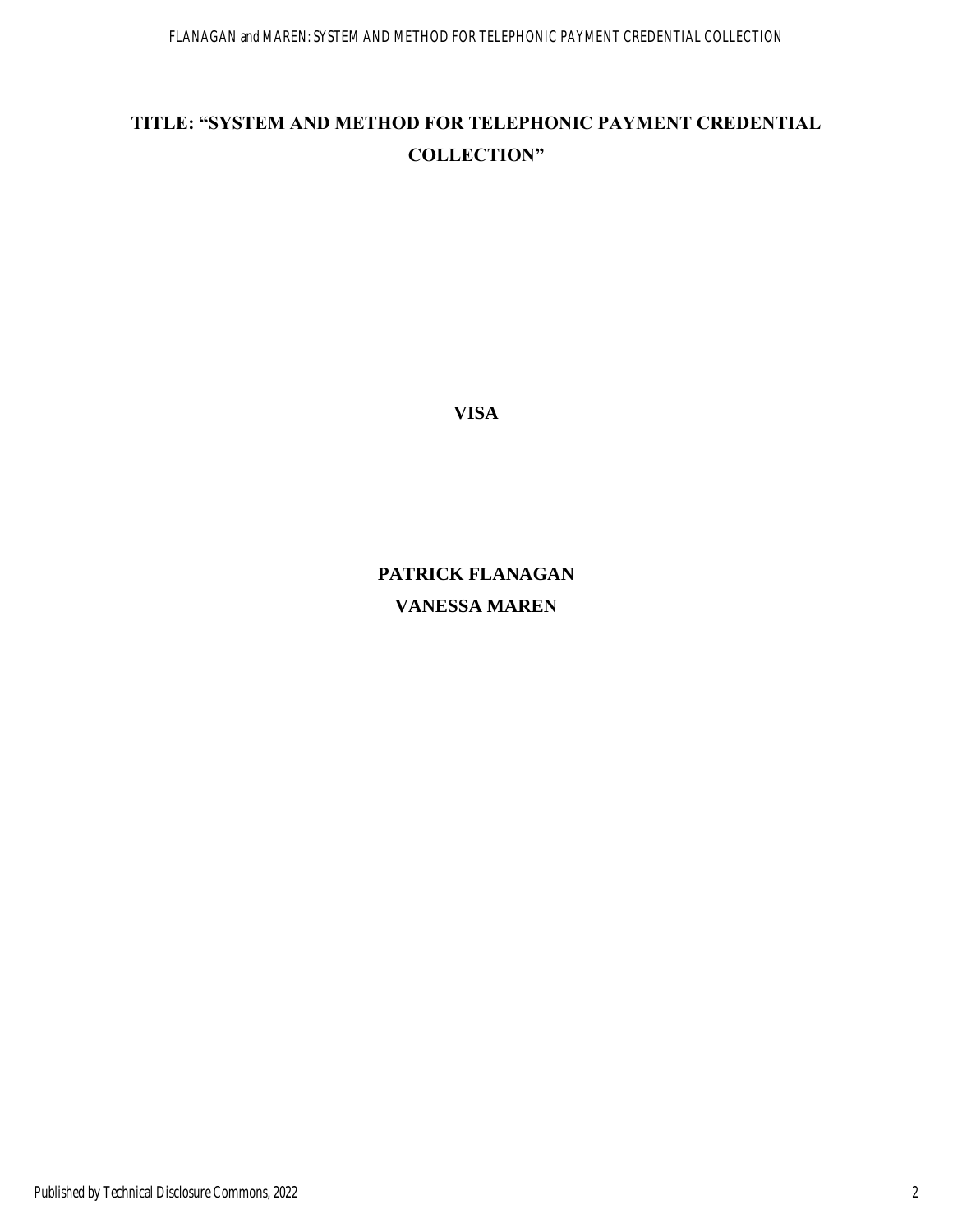# TITLE: "SYSTEM AND METHOD FOR TELEPHONIC PAYMENT CREDENTIAL COLLECTION"

**VISA**

**PATRICK FLANAGAN**

**VANESSA MAREN**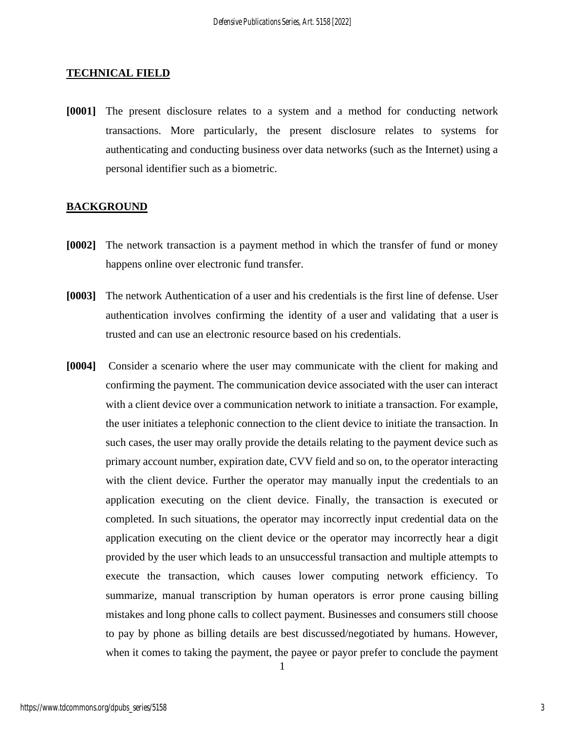## TECHNICAL FIELD

**[0001]** The present disclosure relates to a system and a method for conducting network transactions. More particularly, the present disclosure relates to systems for authenticating and conducting business over data networks (such as the Internet) using a personal identifier such as a biometric.

## BACKGROUND

**[0002]** The network transaction is a payment method in which the transfer of fund or money happens online over electronic fund transfer.

**[0003]** The network Authentication of a user and his credentials is the first line of defense. User authentication involves confirming the identity of a user and validating that a user is trusted and can use an electronic resource based on his credentials.

**[0004]** Consider a scenario where the user may communicate with the client for making and confirming the payment. The communication device associated with the user can interact with a client device over a communication network to initiate a transaction. For example, the user initiates a telephonic connection to the client device to initiate the transaction. In such cases, the user may orally provide the details relating to the payment device such as primary account number, expiration date, CVV field and so on, to the operator interacting with the client device. Further the operator may manually input the credentials to an application executing on the client device. Finally, the transaction is executed or completed. In such situations, the operator may incorrectly input credential data on the application executing on the client device or the operator may incorrectly hear a digit provided by the user which leads to an unsuccessful transaction and multiple attempts to execute the transaction, which causes lower computing network efficiency. To summarize, manual transcription by human operators is error prone causing billing mistakes and long phone calls to collect payment. Businesses and consumers still choose to pay by phone as billing details are best discussed/negotiated by humans. However, when it comes to taking the payment, the payee or payor prefer to conclude the payment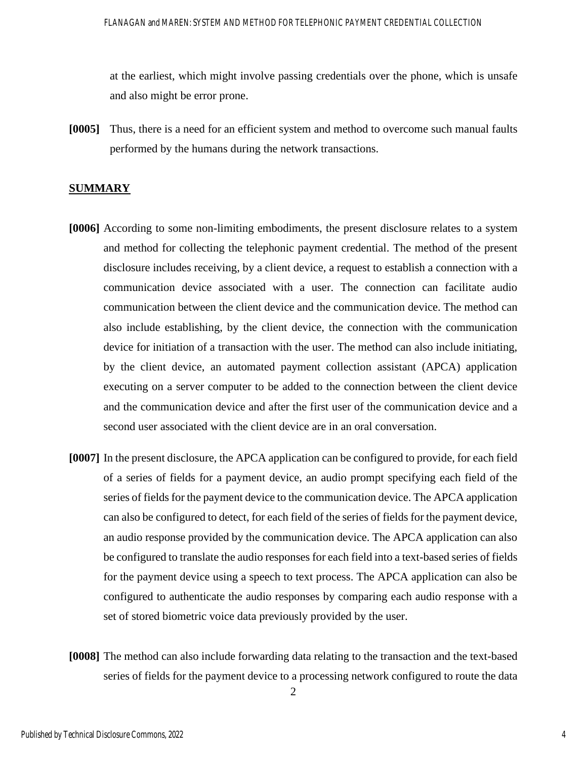at the earliest, which might involve passing credentials over the phone, which is unsafe and also might be error prone.

**[0005]** Thus, there is a need for an efficient system and method to overcome such manual faults performed by the humans during the network transactions.

## SUMMARY

**[0006]** According to some non-limiting embodiments, the present disclosure relates to a system and method for collecting the telephonic payment credential. The method of the present disclosure includes receiving, by a client device, a request to establish a connection with a communication device associated with a user. The connection can facilitate audio communication between the client device and the communication device. The method can also include establishing, by the client device, the connection with the communication device for initiation of a transaction with the user. The method can also include initiating, by the client device, an automated payment collection assistant (APCA) application executing on a server computer to be added to the connection between the client device and the communication device and after the first user of the communication device and a second user associated with the client device are in an oral conversation.

**[0007]** In the present disclosure, the APCA application can be configured to provide, for each field of a series of fields for a payment device, an audio prompt specifying each field of the series of fields for the payment device to the communication device. The APCA application can also be configured to detect, for each field of the series of fields for the payment device, an audio response provided by the communication device. The APCA application can also be configured to translate the audio responses for each field into a text-based series of fields for the payment device using a speech to text process. The APCA application can also be configured to authenticate the audio responses by comparing each audio response with a set of stored biometric voice data previously provided by the user.

**[0008]** The method can also include forwarding data relating to the transaction and the text-based series of fields for the payment device to a processing network configured to route the data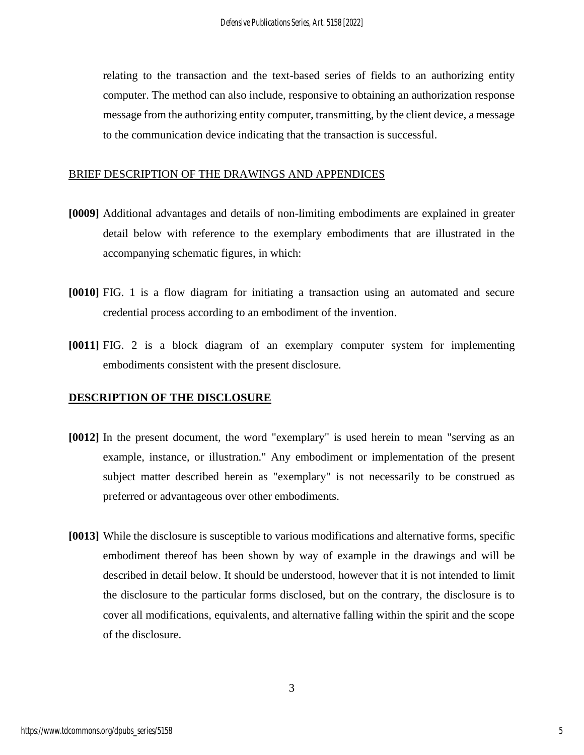relating to the transaction and the text-based series of fields to an authorizing entity computer. The method can also include, responsive to obtaining an authorization response message from the authorizing entity computer, transmitting, by the client device, a message to the communication device indicating that the transaction is successful.

## BRIEF DESCRIPTION OF THE DRAWINGS AND APPENDICES

**[0009]** Additional advantages and details of non-limiting embodiments are explained in greater detail below with reference to the exemplary embodiments that are illustrated in the accompanying schematic figures, in which:

**[0010]** FIG. 1 is a flow diagram for initiating a transaction using an automated and secure credential process according to an embodiment of the invention.

**[0011]** FIG. 2 is a block diagram of an exemplary computer system for implementing embodiments consistent with the present disclosure.

## DESCRIPTION OF THE DISCLOSURE

**[0012]** In the present document, the word "exemplary" is used herein to mean "serving as an example, instance, or illustration." Any embodiment or implementation of the present subject matter described herein as "exemplary" is not necessarily to be construed as preferred or advantageous over other embodiments.

**[0013]** While the disclosure is susceptible to various modifications and alternative forms, specific embodiment thereof has been shown by way of example in the drawings and will be described in detail below. It should be understood, however that it is not intended to limit the disclosure to the particular forms disclosed, but on the contrary, the disclosure is to cover all modifications, equivalents, and alternative falling within the spirit and the scope of the disclosure.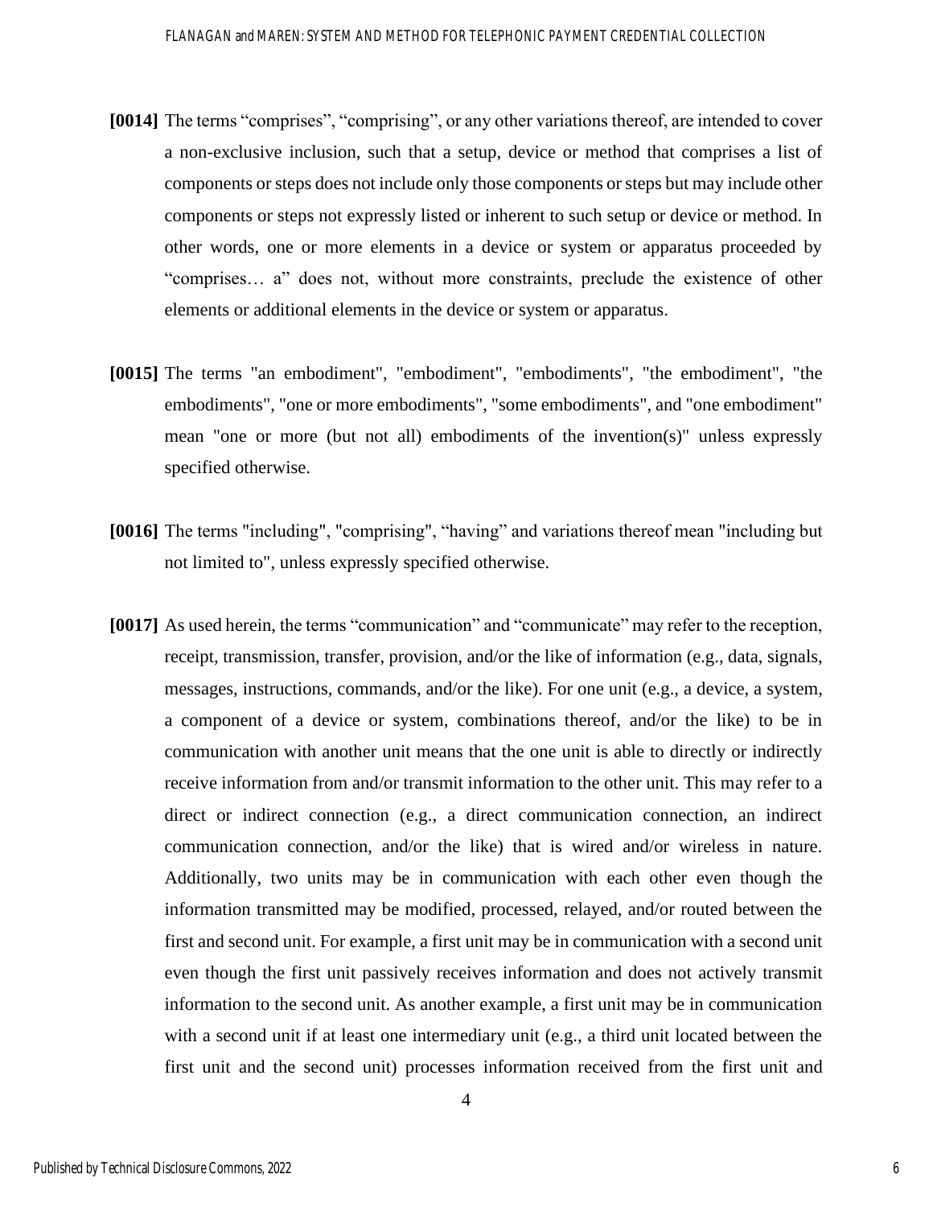**[0014]** The terms “comprises”, “comprising”, or any other variations thereof, are intended to cover a non-exclusive inclusion, such that a setup, device or method that comprises a list of components or steps does not include only those components or steps but may include other components or steps not expressly listed or inherent to such setup or device or method. In other words, one or more elements in a device or system or apparatus proceeded by “comprises… a” does not, without more constraints, preclude the existence of other elements or additional elements in the device or system or apparatus.

**[0015]** The terms "an embodiment", "embodiment", "embodiments", "the embodiment", "the embodiments", "one or more embodiments", "some embodiments", and "one embodiment" mean "one or more (but not all) embodiments of the invention(s)" unless expressly specified otherwise.

**[0016]** The terms "including", "comprising", “having” and variations thereof mean "including but not limited to", unless expressly specified otherwise.

**[0017]** As used herein, the terms “communication” and “communicate” may refer to the reception, receipt, transmission, transfer, provision, and/or the like of information (e.g., data, signals, messages, instructions, commands, and/or the like). For one unit (e.g., a device, a system, a component of a device or system, combinations thereof, and/or the like) to be in communication with another unit means that the one unit is able to directly or indirectly receive information from and/or transmit information to the other unit. This may refer to a direct or indirect connection (e.g., a direct communication connection, an indirect communication connection, and/or the like) that is wired and/or wireless in nature. Additionally, two units may be in communication with each other even though the information transmitted may be modified, processed, relayed, and/or routed between the first and second unit. For example, a first unit may be in communication with a second unit even though the first unit passively receives information and does not actively transmit information to the second unit. As another example, a first unit may be in communication with a second unit if at least one intermediary unit (e.g., a third unit located between the first unit and the second unit) processes information received from the first unit and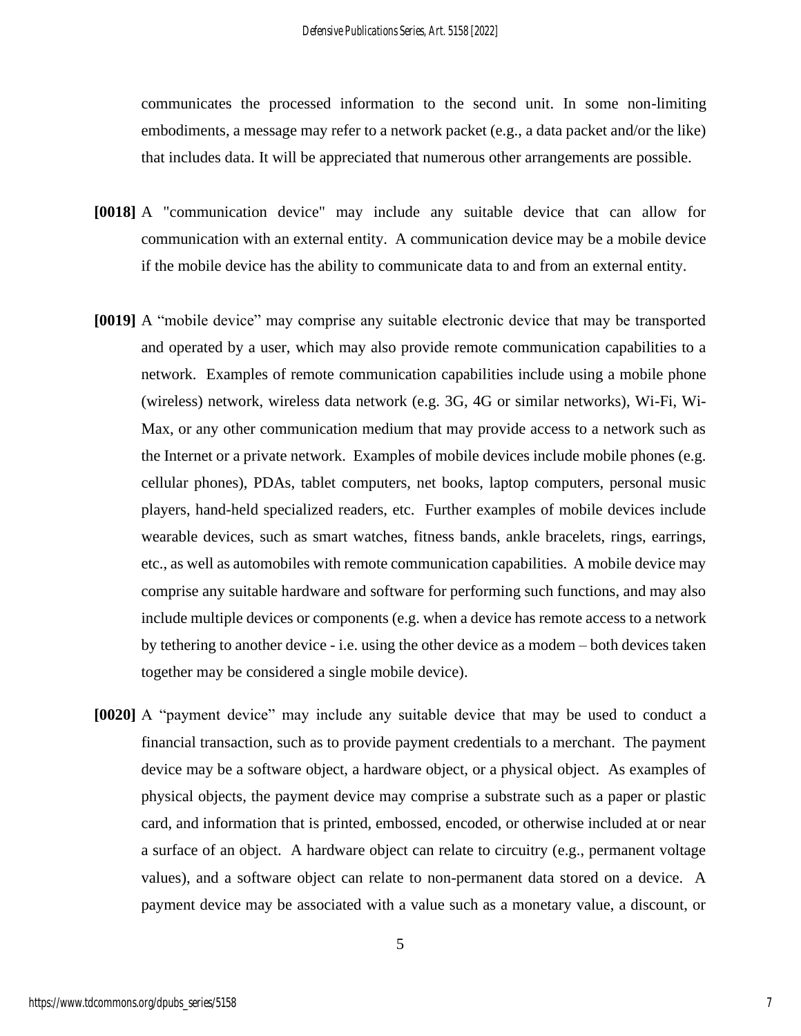communicates the processed information to the second unit. In some non-limiting embodiments, a message may refer to a network packet (e.g., a data packet and/or the like) that includes data. It will be appreciated that numerous other arrangements are possible.

**[0018]** A "communication device" may include any suitable device that can allow for communication with an external entity. A communication device may be a mobile device if the mobile device has the ability to communicate data to and from an external entity.

**[0019]** A "mobile device" may comprise any suitable electronic device that may be transported and operated by a user, which may also provide remote communication capabilities to a network. Examples of remote communication capabilities include using a mobile phone (wireless) network, wireless data network (e.g. 3G, 4G or similar networks), Wi-Fi, Wi-Max, or any other communication medium that may provide access to a network such as the Internet or a private network. Examples of mobile devices include mobile phones (e.g. cellular phones), PDAs, tablet computers, net books, laptop computers, personal music players, hand-held specialized readers, etc. Further examples of mobile devices include wearable devices, such as smart watches, fitness bands, ankle bracelets, rings, earrings, etc., as well as automobiles with remote communication capabilities. A mobile device may comprise any suitable hardware and software for performing such functions, and may also include multiple devices or components (e.g. when a device has remote access to a network by tethering to another device - i.e. using the other device as a modem – both devices taken together may be considered a single mobile device).

**[0020]** A "payment device" may include any suitable device that may be used to conduct a financial transaction, such as to provide payment credentials to a merchant. The payment device may be a software object, a hardware object, or a physical object. As examples of physical objects, the payment device may comprise a substrate such as a paper or plastic card, and information that is printed, embossed, encoded, or otherwise included at or near a surface of an object. A hardware object can relate to circuitry (e.g., permanent voltage values), and a software object can relate to non-permanent data stored on a device. A payment device may be associated with a value such as a monetary value, a discount, or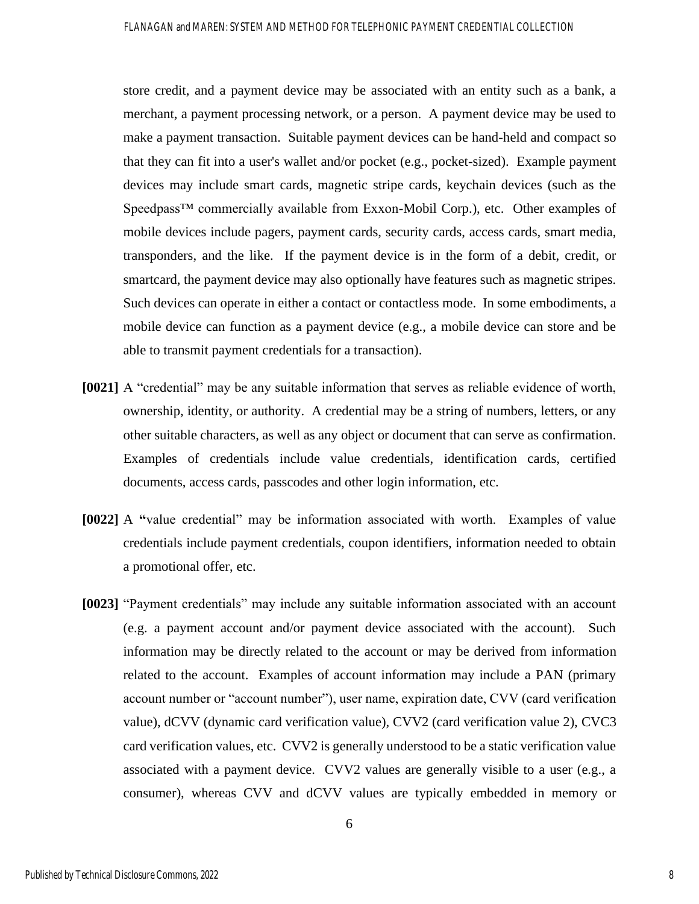store credit, and a payment device may be associated with an entity such as a bank, a merchant, a payment processing network, or a person. A payment device may be used to make a payment transaction. Suitable payment devices can be hand-held and compact so that they can fit into a user's wallet and/or pocket (e.g., pocket-sized). Example payment devices may include smart cards, magnetic stripe cards, keychain devices (such as the Speedpass™ commercially available from Exxon-Mobil Corp.), etc. Other examples of mobile devices include pagers, payment cards, security cards, access cards, smart media, transponders, and the like. If the payment device is in the form of a debit, credit, or smartcard, the payment device may also optionally have features such as magnetic stripes. Such devices can operate in either a contact or contactless mode. In some embodiments, a mobile device can function as a payment device (e.g., a mobile device can store and be able to transmit payment credentials for a transaction).

**[0021]** A "credential" may be any suitable information that serves as reliable evidence of worth, ownership, identity, or authority. A credential may be a string of numbers, letters, or any other suitable characters, as well as any object or document that can serve as confirmation. Examples of credentials include value credentials, identification cards, certified documents, access cards, passcodes and other login information, etc.

**[0022]** A "value credential" may be information associated with worth. Examples of value credentials include payment credentials, coupon identifiers, information needed to obtain a promotional offer, etc.

**[0023]** "Payment credentials" may include any suitable information associated with an account (e.g. a payment account and/or payment device associated with the account). Such information may be directly related to the account or may be derived from information related to the account. Examples of account information may include a PAN (primary account number or "account number"), user name, expiration date, CVV (card verification value), dCVV (dynamic card verification value), CVV2 (card verification value 2), CVC3 card verification values, etc. CVV2 is generally understood to be a static verification value associated with a payment device. CVV2 values are generally visible to a user (e.g., a consumer), whereas CVV and dCVV values are typically embedded in memory or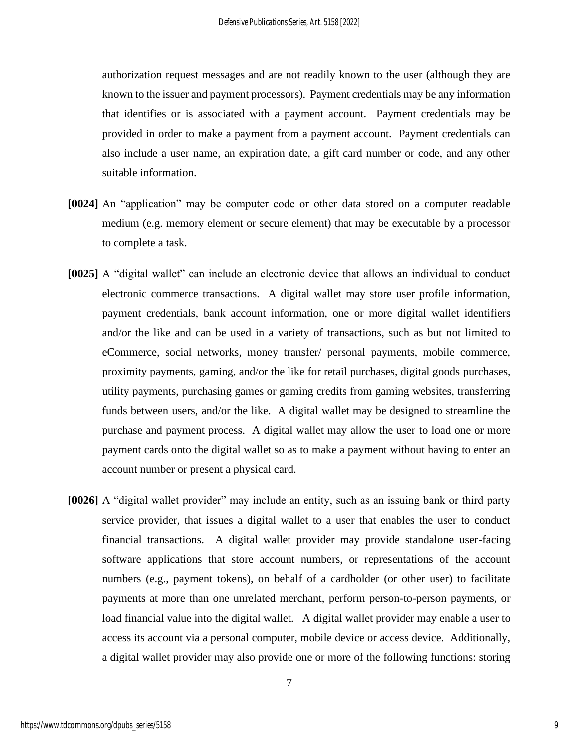authorization request messages and are not readily known to the user (although they are known to the issuer and payment processors). Payment credentials may be any information that identifies or is associated with a payment account. Payment credentials may be provided in order to make a payment from a payment account. Payment credentials can also include a user name, an expiration date, a gift card number or code, and any other suitable information.

**[0024]** An "application" may be computer code or other data stored on a computer readable medium (e.g. memory element or secure element) that may be executable by a processor to complete a task.

**[0025]** A "digital wallet" can include an electronic device that allows an individual to conduct electronic commerce transactions. A digital wallet may store user profile information, payment credentials, bank account information, one or more digital wallet identifiers and/or the like and can be used in a variety of transactions, such as but not limited to eCommerce, social networks, money transfer/ personal payments, mobile commerce, proximity payments, gaming, and/or the like for retail purchases, digital goods purchases, utility payments, purchasing games or gaming credits from gaming websites, transferring funds between users, and/or the like. A digital wallet may be designed to streamline the purchase and payment process. A digital wallet may allow the user to load one or more payment cards onto the digital wallet so as to make a payment without having to enter an account number or present a physical card.

**[0026]** A "digital wallet provider" may include an entity, such as an issuing bank or third party service provider, that issues a digital wallet to a user that enables the user to conduct financial transactions. A digital wallet provider may provide standalone user-facing software applications that store account numbers, or representations of the account numbers (e.g., payment tokens), on behalf of a cardholder (or other user) to facilitate payments at more than one unrelated merchant, perform person-to-person payments, or load financial value into the digital wallet. A digital wallet provider may enable a user to access its account via a personal computer, mobile device or access device. Additionally, a digital wallet provider may also provide one or more of the following functions: storing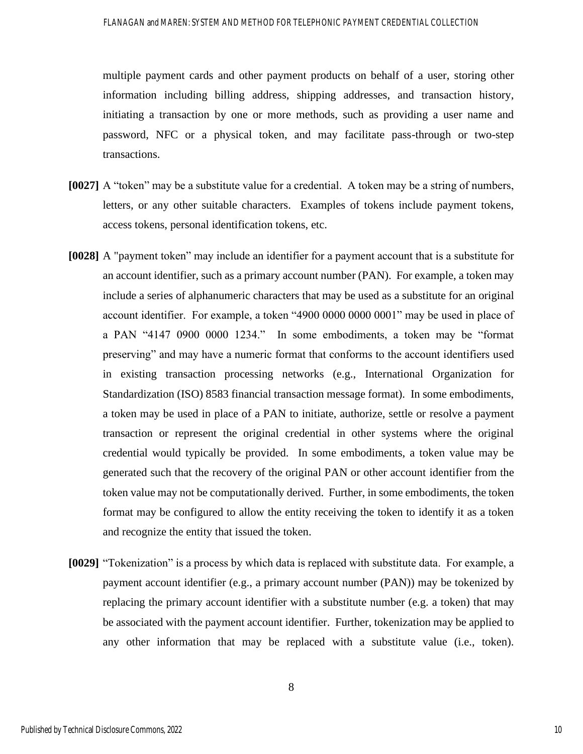multiple payment cards and other payment products on behalf of a user, storing other information including billing address, shipping addresses, and transaction history, initiating a transaction by one or more methods, such as providing a user name and password, NFC or a physical token, and may facilitate pass-through or two-step transactions.

**[0027]** A “token” may be a substitute value for a credential. A token may be a string of numbers, letters, or any other suitable characters. Examples of tokens include payment tokens, access tokens, personal identification tokens, etc.

**[0028]** A "payment token” may include an identifier for a payment account that is a substitute for an account identifier, such as a primary account number (PAN). For example, a token may include a series of alphanumeric characters that may be used as a substitute for an original account identifier. For example, a token “4900 0000 0000 0001” may be used in place of a PAN “4147 0900 0000 1234.” In some embodiments, a token may be “format preserving” and may have a numeric format that conforms to the account identifiers used in existing transaction processing networks (e.g., International Organization for Standardization (ISO) 8583 financial transaction message format). In some embodiments, a token may be used in place of a PAN to initiate, authorize, settle or resolve a payment transaction or represent the original credential in other systems where the original credential would typically be provided. In some embodiments, a token value may be generated such that the recovery of the original PAN or other account identifier from the token value may not be computationally derived. Further, in some embodiments, the token format may be configured to allow the entity receiving the token to identify it as a token and recognize the entity that issued the token.

**[0029]** “Tokenization” is a process by which data is replaced with substitute data. For example, a payment account identifier (e.g., a primary account number (PAN)) may be tokenized by replacing the primary account identifier with a substitute number (e.g. a token) that may be associated with the payment account identifier. Further, tokenization may be applied to any other information that may be replaced with a substitute value (i.e., token).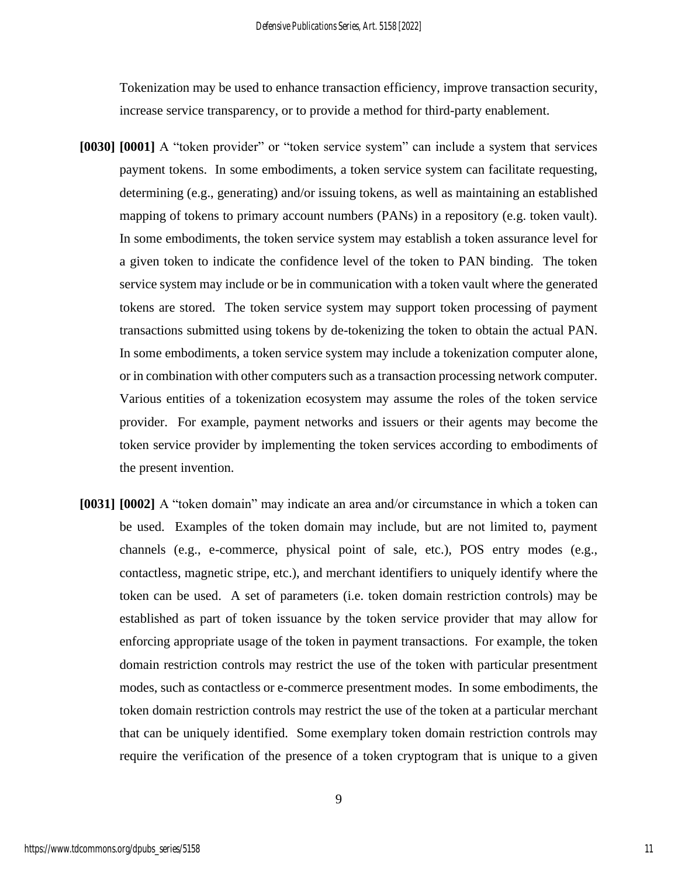Tokenization may be used to enhance transaction efficiency, improve transaction security, increase service transparency, or to provide a method for third-party enablement.

**[0030] [0001]** A "token provider" or "token service system" can include a system that services payment tokens. In some embodiments, a token service system can facilitate requesting, determining (e.g., generating) and/or issuing tokens, as well as maintaining an established mapping of tokens to primary account numbers (PANs) in a repository (e.g. token vault). In some embodiments, the token service system may establish a token assurance level for a given token to indicate the confidence level of the token to PAN binding. The token service system may include or be in communication with a token vault where the generated tokens are stored. The token service system may support token processing of payment transactions submitted using tokens by de-tokenizing the token to obtain the actual PAN. In some embodiments, a token service system may include a tokenization computer alone, or in combination with other computers such as a transaction processing network computer. Various entities of a tokenization ecosystem may assume the roles of the token service provider. For example, payment networks and issuers or their agents may become the token service provider by implementing the token services according to embodiments of the present invention.

**[0031] [0002]** A "token domain" may indicate an area and/or circumstance in which a token can be used. Examples of the token domain may include, but are not limited to, payment channels (e.g., e-commerce, physical point of sale, etc.), POS entry modes (e.g., contactless, magnetic stripe, etc.), and merchant identifiers to uniquely identify where the token can be used. A set of parameters (i.e. token domain restriction controls) may be established as part of token issuance by the token service provider that may allow for enforcing appropriate usage of the token in payment transactions. For example, the token domain restriction controls may restrict the use of the token with particular presentment modes, such as contactless or e-commerce presentment modes. In some embodiments, the token domain restriction controls may restrict the use of the token at a particular merchant that can be uniquely identified. Some exemplary token domain restriction controls may require the verification of the presence of a token cryptogram that is unique to a given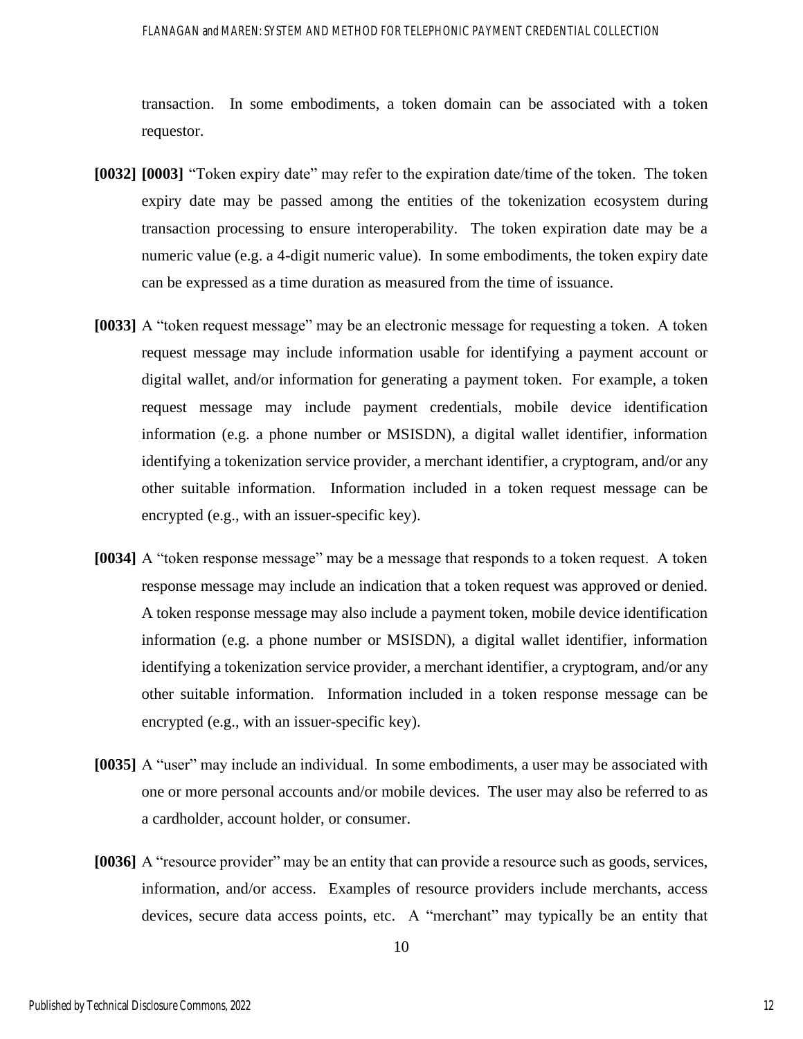transaction. In some embodiments, a token domain can be associated with a token requestor.

**[0032]** **[0003]** "Token expiry date" may refer to the expiration date/time of the token. The token expiry date may be passed among the entities of the tokenization ecosystem during transaction processing to ensure interoperability. The token expiration date may be a numeric value (e.g. a 4-digit numeric value). In some embodiments, the token expiry date can be expressed as a time duration as measured from the time of issuance.

**[0033]** A "token request message" may be an electronic message for requesting a token. A token request message may include information usable for identifying a payment account or digital wallet, and/or information for generating a payment token. For example, a token request message may include payment credentials, mobile device identification information (e.g. a phone number or MSISDN), a digital wallet identifier, information identifying a tokenization service provider, a merchant identifier, a cryptogram, and/or any other suitable information. Information included in a token request message can be encrypted (e.g., with an issuer-specific key).

**[0034]** A "token response message" may be a message that responds to a token request. A token response message may include an indication that a token request was approved or denied. A token response message may also include a payment token, mobile device identification information (e.g. a phone number or MSISDN), a digital wallet identifier, information identifying a tokenization service provider, a merchant identifier, a cryptogram, and/or any other suitable information. Information included in a token response message can be encrypted (e.g., with an issuer-specific key).

**[0035]** A "user" may include an individual. In some embodiments, a user may be associated with one or more personal accounts and/or mobile devices. The user may also be referred to as a cardholder, account holder, or consumer.

**[0036]** A "resource provider" may be an entity that can provide a resource such as goods, services, information, and/or access. Examples of resource providers include merchants, access devices, secure data access points, etc. A "merchant" may typically be an entity that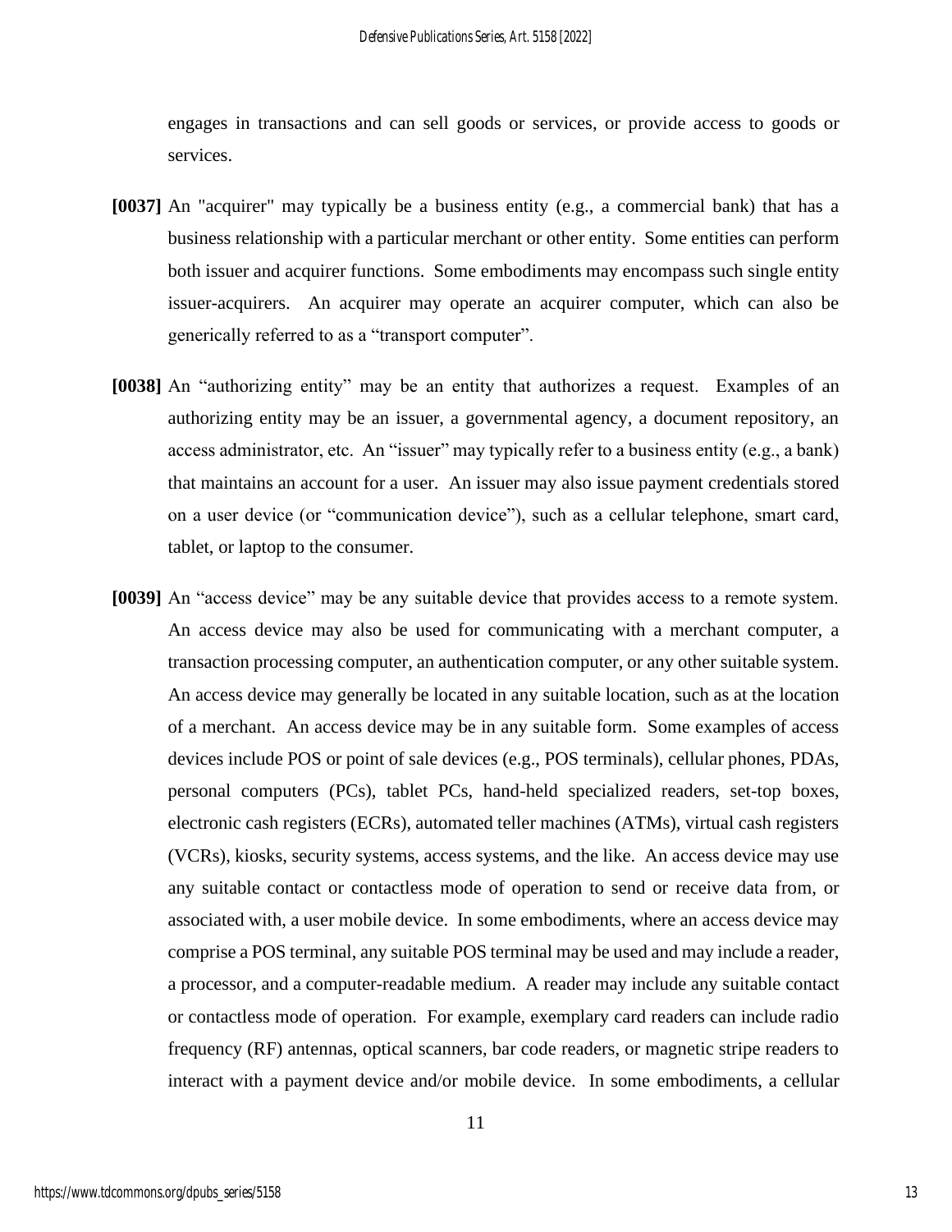engages in transactions and can sell goods or services, or provide access to goods or services.

**[0037]** An "acquirer" may typically be a business entity (e.g., a commercial bank) that has a business relationship with a particular merchant or other entity. Some entities can perform both issuer and acquirer functions. Some embodiments may encompass such single entity issuer-acquirers. An acquirer may operate an acquirer computer, which can also be generically referred to as a "transport computer".

**[0038]** An "authorizing entity" may be an entity that authorizes a request. Examples of an authorizing entity may be an issuer, a governmental agency, a document repository, an access administrator, etc. An "issuer" may typically refer to a business entity (e.g., a bank) that maintains an account for a user. An issuer may also issue payment credentials stored on a user device (or "communication device"), such as a cellular telephone, smart card, tablet, or laptop to the consumer.

**[0039]** An "access device" may be any suitable device that provides access to a remote system. An access device may also be used for communicating with a merchant computer, a transaction processing computer, an authentication computer, or any other suitable system. An access device may generally be located in any suitable location, such as at the location of a merchant. An access device may be in any suitable form. Some examples of access devices include POS or point of sale devices (e.g., POS terminals), cellular phones, PDAs, personal computers (PCs), tablet PCs, hand-held specialized readers, set-top boxes, electronic cash registers (ECRs), automated teller machines (ATMs), virtual cash registers (VCRs), kiosks, security systems, access systems, and the like. An access device may use any suitable contact or contactless mode of operation to send or receive data from, or associated with, a user mobile device. In some embodiments, where an access device may comprise a POS terminal, any suitable POS terminal may be used and may include a reader, a processor, and a computer-readable medium. A reader may include any suitable contact or contactless mode of operation. For example, exemplary card readers can include radio frequency (RF) antennas, optical scanners, bar code readers, or magnetic stripe readers to interact with a payment device and/or mobile device. In some embodiments, a cellular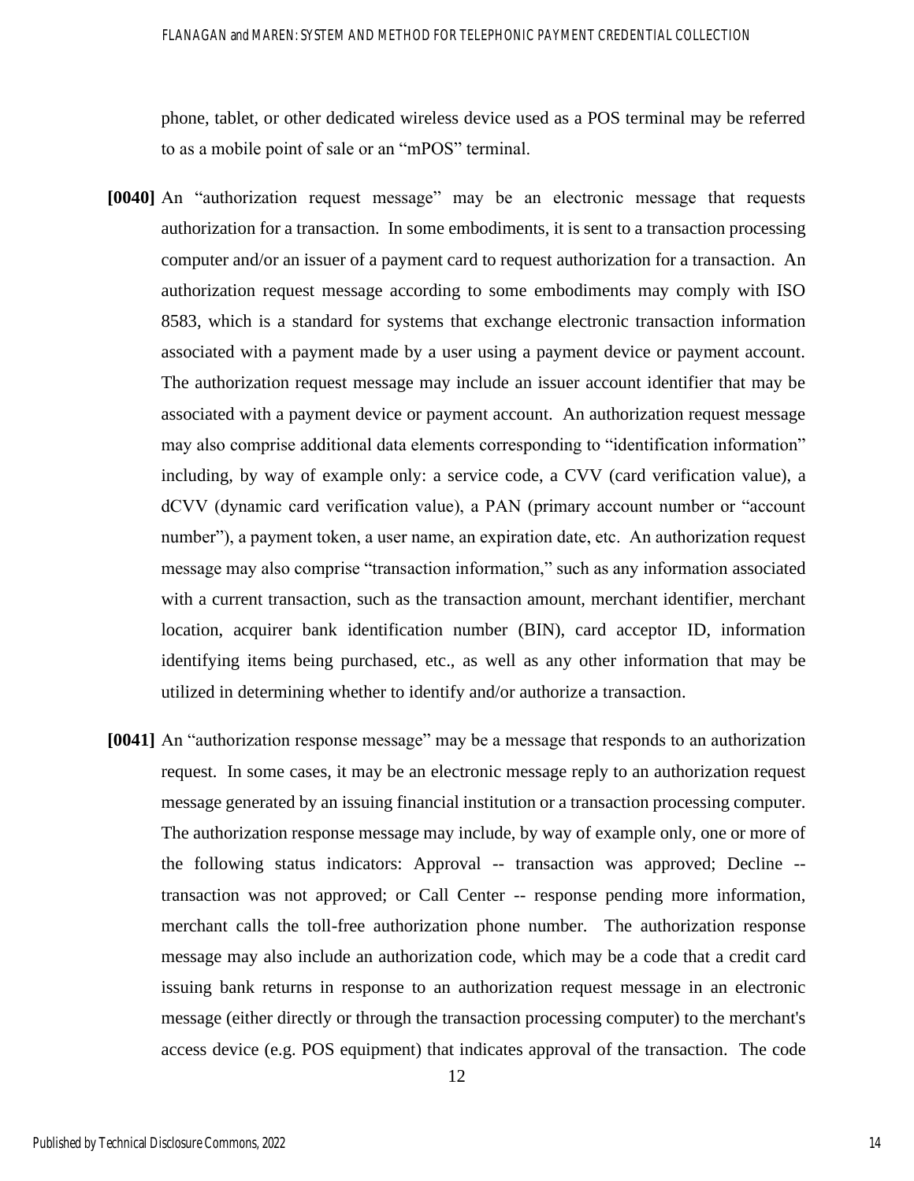phone, tablet, or other dedicated wireless device used as a POS terminal may be referred to as a mobile point of sale or an "mPOS" terminal.

**[0040]** An "authorization request message" may be an electronic message that requests authorization for a transaction. In some embodiments, it is sent to a transaction processing computer and/or an issuer of a payment card to request authorization for a transaction. An authorization request message according to some embodiments may comply with ISO 8583, which is a standard for systems that exchange electronic transaction information associated with a payment made by a user using a payment device or payment account. The authorization request message may include an issuer account identifier that may be associated with a payment device or payment account. An authorization request message may also comprise additional data elements corresponding to "identification information" including, by way of example only: a service code, a CVV (card verification value), a dCVV (dynamic card verification value), a PAN (primary account number or "account number"), a payment token, a user name, an expiration date, etc. An authorization request message may also comprise "transaction information," such as any information associated with a current transaction, such as the transaction amount, merchant identifier, merchant location, acquirer bank identification number (BIN), card acceptor ID, information identifying items being purchased, etc., as well as any other information that may be utilized in determining whether to identify and/or authorize a transaction.

**[0041]** An "authorization response message" may be a message that responds to an authorization request. In some cases, it may be an electronic message reply to an authorization request message generated by an issuing financial institution or a transaction processing computer. The authorization response message may include, by way of example only, one or more of the following status indicators: Approval -- transaction was approved; Decline -- transaction was not approved; or Call Center -- response pending more information, merchant calls the toll-free authorization phone number. The authorization response message may also include an authorization code, which may be a code that a credit card issuing bank returns in response to an authorization request message in an electronic message (either directly or through the transaction processing computer) to the merchant's access device (e.g. POS equipment) that indicates approval of the transaction. The code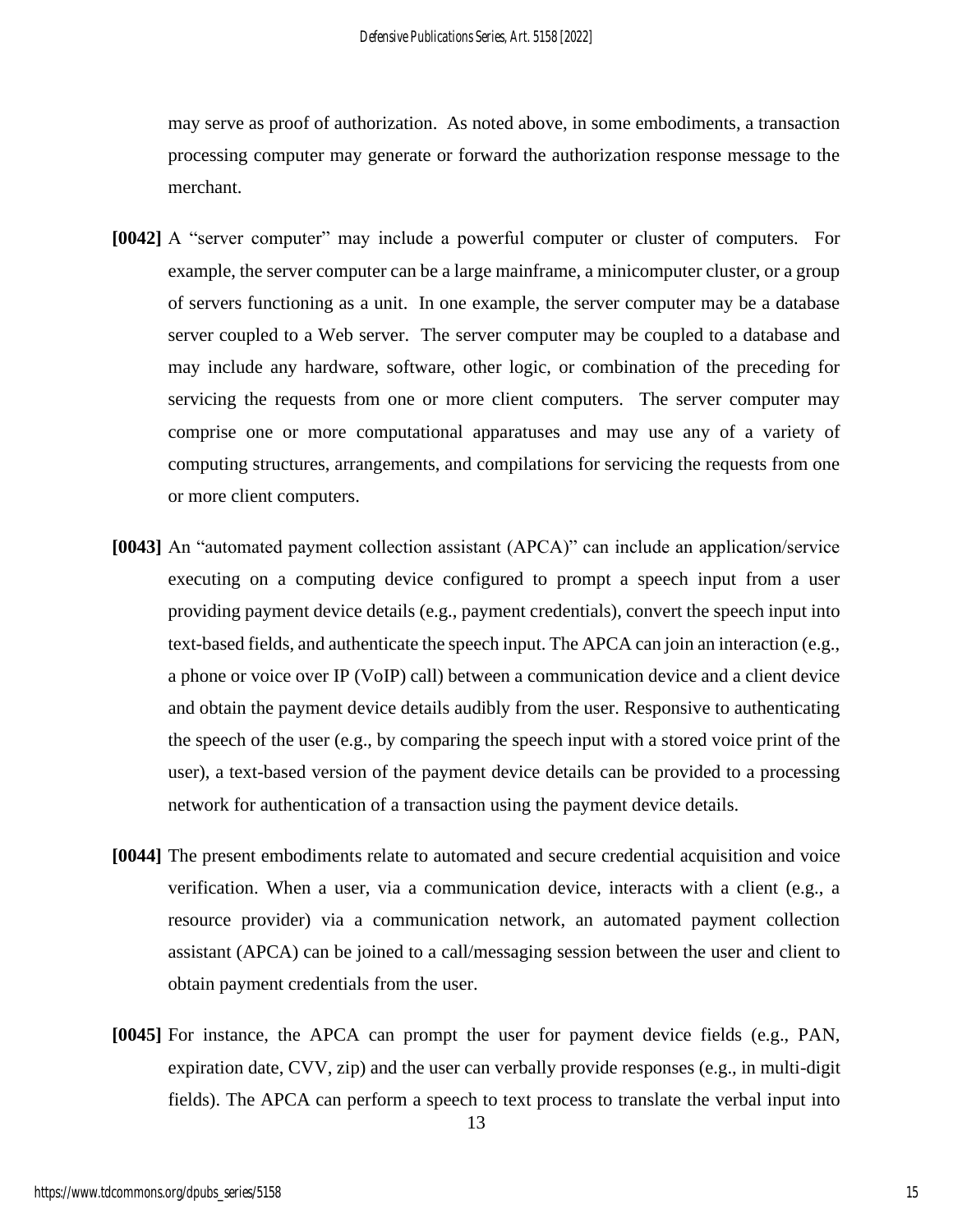may serve as proof of authorization. As noted above, in some embodiments, a transaction processing computer may generate or forward the authorization response message to the merchant.

**[0042]** A "server computer" may include a powerful computer or cluster of computers. For example, the server computer can be a large mainframe, a minicomputer cluster, or a group of servers functioning as a unit. In one example, the server computer may be a database server coupled to a Web server. The server computer may be coupled to a database and may include any hardware, software, other logic, or combination of the preceding for servicing the requests from one or more client computers. The server computer may comprise one or more computational apparatuses and may use any of a variety of computing structures, arrangements, and compilations for servicing the requests from one or more client computers.

**[0043]** An "automated payment collection assistant (APCA)" can include an application/service executing on a computing device configured to prompt a speech input from a user providing payment device details (e.g., payment credentials), convert the speech input into text-based fields, and authenticate the speech input. The APCA can join an interaction (e.g., a phone or voice over IP (VoIP) call) between a communication device and a client device and obtain the payment device details audibly from the user. Responsive to authenticating the speech of the user (e.g., by comparing the speech input with a stored voice print of the user), a text-based version of the payment device details can be provided to a processing network for authentication of a transaction using the payment device details.

**[0044]** The present embodiments relate to automated and secure credential acquisition and voice verification. When a user, via a communication device, interacts with a client (e.g., a resource provider) via a communication network, an automated payment collection assistant (APCA) can be joined to a call/messaging session between the user and client to obtain payment credentials from the user.

**[0045]** For instance, the APCA can prompt the user for payment device fields (e.g., PAN, expiration date, CVV, zip) and the user can verbally provide responses (e.g., in multi-digit fields). The APCA can perform a speech to text process to translate the verbal input into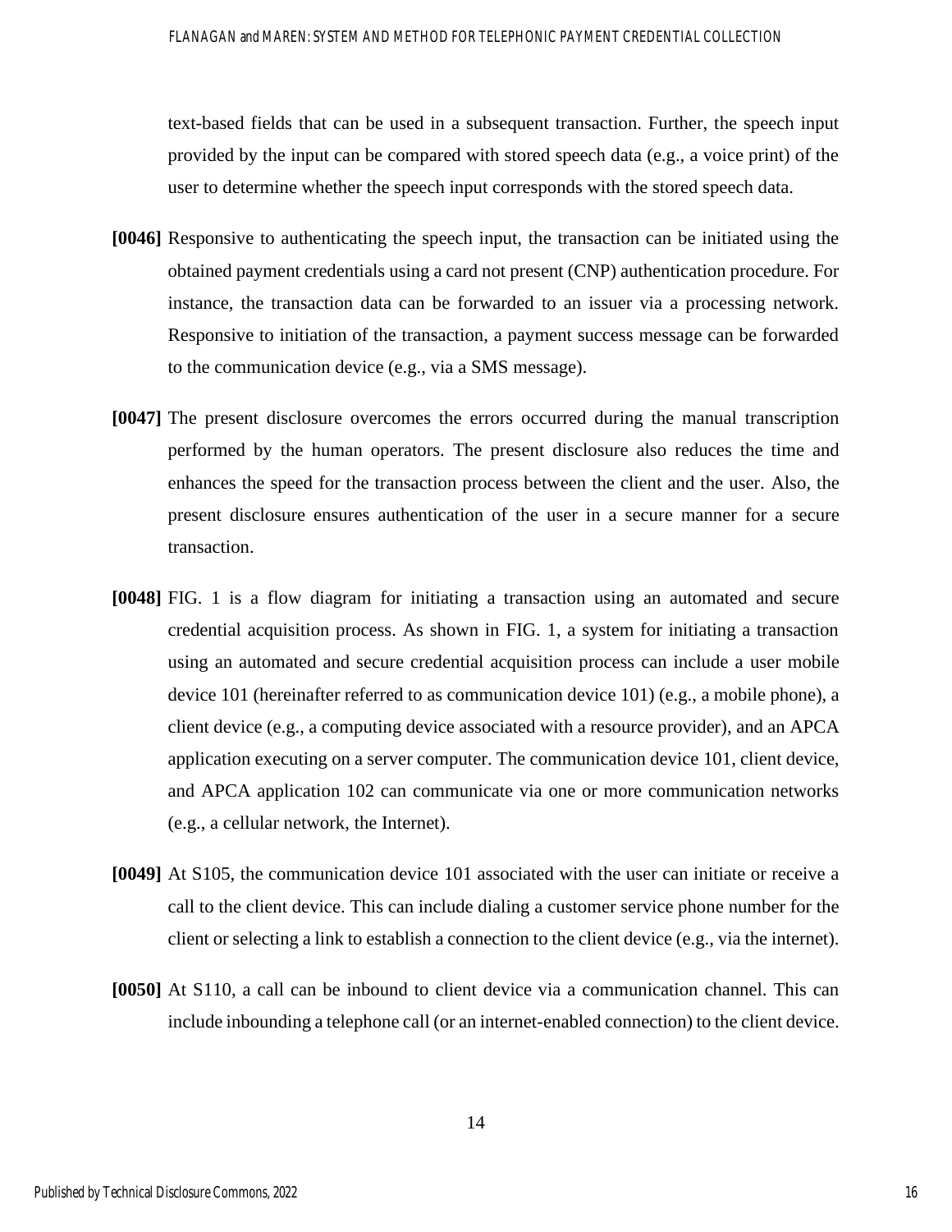text-based fields that can be used in a subsequent transaction. Further, the speech input provided by the input can be compared with stored speech data (e.g., a voice print) of the user to determine whether the speech input corresponds with the stored speech data.

**[0046]** Responsive to authenticating the speech input, the transaction can be initiated using the obtained payment credentials using a card not present (CNP) authentication procedure. For instance, the transaction data can be forwarded to an issuer via a processing network. Responsive to initiation of the transaction, a payment success message can be forwarded to the communication device (e.g., via a SMS message).

**[0047]** The present disclosure overcomes the errors occurred during the manual transcription performed by the human operators. The present disclosure also reduces the time and enhances the speed for the transaction process between the client and the user. Also, the present disclosure ensures authentication of the user in a secure manner for a secure transaction.

**[0048]** FIG. 1 is a flow diagram for initiating a transaction using an automated and secure credential acquisition process. As shown in FIG. 1, a system for initiating a transaction using an automated and secure credential acquisition process can include a user mobile device 101 (hereinafter referred to as communication device 101) (e.g., a mobile phone), a client device (e.g., a computing device associated with a resource provider), and an APCA application executing on a server computer. The communication device 101, client device, and APCA application 102 can communicate via one or more communication networks (e.g., a cellular network, the Internet).

**[0049]** At S105, the communication device 101 associated with the user can initiate or receive a call to the client device. This can include dialing a customer service phone number for the client or selecting a link to establish a connection to the client device (e.g., via the internet).

**[0050]** At S110, a call can be inbound to client device via a communication channel. This can include inbounding a telephone call (or an internet-enabled connection) to the client device.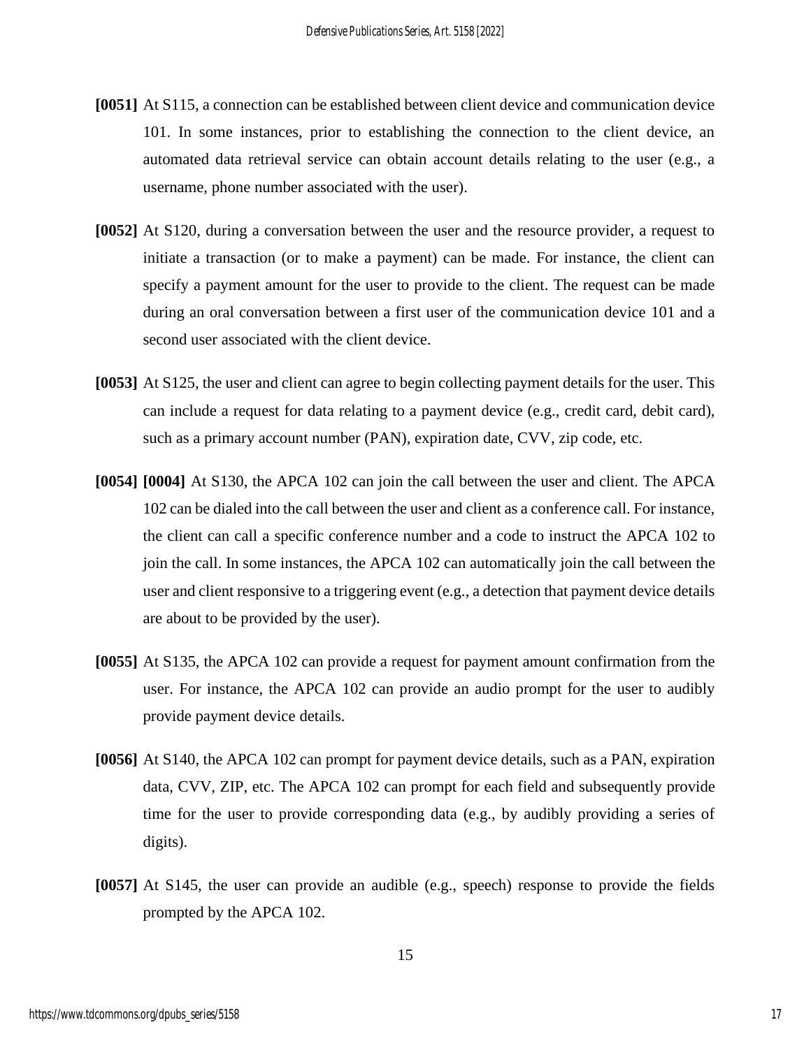**[0051]** At S115, a connection can be established between client device and communication device 101. In some instances, prior to establishing the connection to the client device, an automated data retrieval service can obtain account details relating to the user (e.g., a username, phone number associated with the user).

**[0052]** At S120, during a conversation between the user and the resource provider, a request to initiate a transaction (or to make a payment) can be made. For instance, the client can specify a payment amount for the user to provide to the client. The request can be made during an oral conversation between a first user of the communication device 101 and a second user associated with the client device.

**[0053]** At S125, the user and client can agree to begin collecting payment details for the user. This can include a request for data relating to a payment device (e.g., credit card, debit card), such as a primary account number (PAN), expiration date, CVV, zip code, etc.

**[0054] [0004]** At S130, the APCA 102 can join the call between the user and client. The APCA 102 can be dialed into the call between the user and client as a conference call. For instance, the client can call a specific conference number and a code to instruct the APCA 102 to join the call. In some instances, the APCA 102 can automatically join the call between the user and client responsive to a triggering event (e.g., a detection that payment device details are about to be provided by the user).

**[0055]** At S135, the APCA 102 can provide a request for payment amount confirmation from the user. For instance, the APCA 102 can provide an audio prompt for the user to audibly provide payment device details.

**[0056]** At S140, the APCA 102 can prompt for payment device details, such as a PAN, expiration data, CVV, ZIP, etc. The APCA 102 can prompt for each field and subsequently provide time for the user to provide corresponding data (e.g., by audibly providing a series of digits).

**[0057]** At S145, the user can provide an audible (e.g., speech) response to provide the fields prompted by the APCA 102.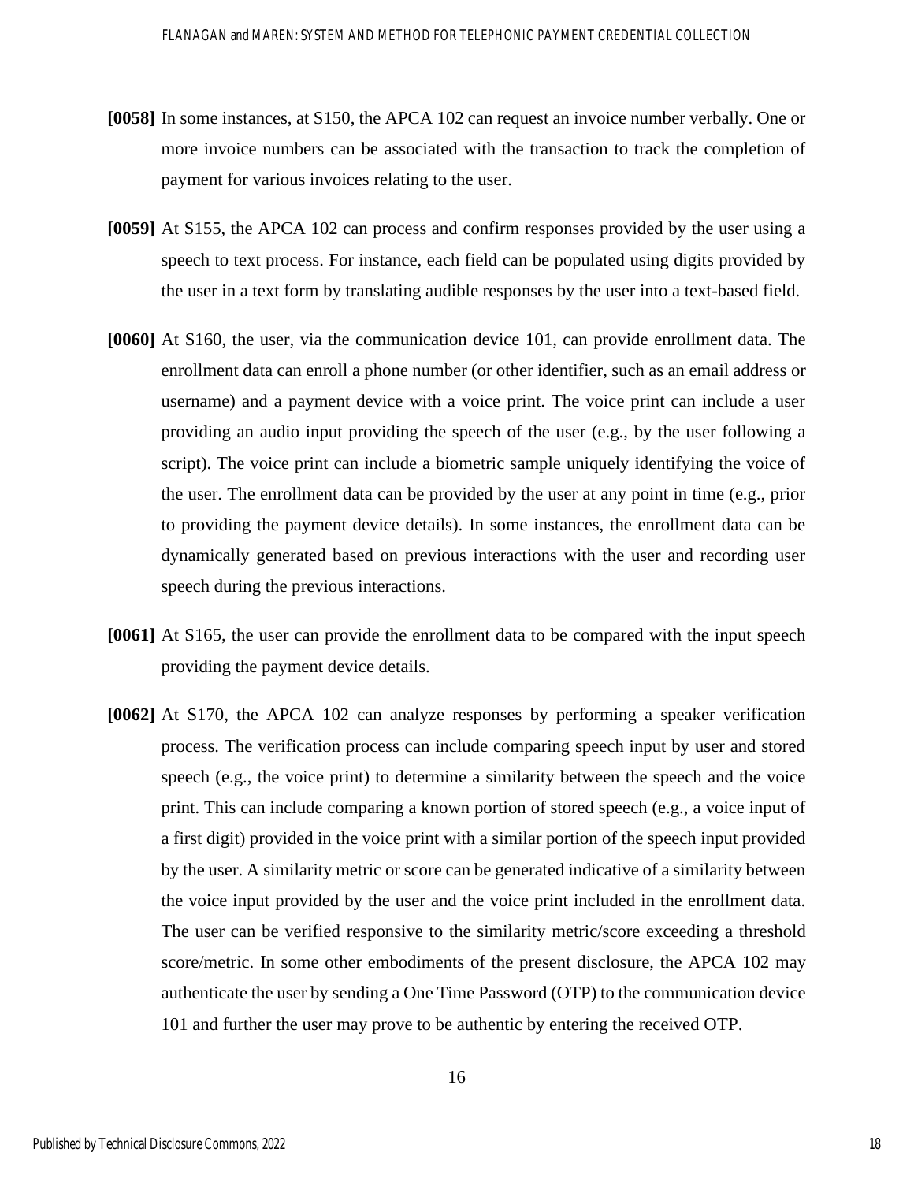**[0058]** In some instances, at S150, the APCA 102 can request an invoice number verbally. One or more invoice numbers can be associated with the transaction to track the completion of payment for various invoices relating to the user.

**[0059]** At S155, the APCA 102 can process and confirm responses provided by the user using a speech to text process. For instance, each field can be populated using digits provided by the user in a text form by translating audible responses by the user into a text-based field.

**[0060]** At S160, the user, via the communication device 101, can provide enrollment data. The enrollment data can enroll a phone number (or other identifier, such as an email address or username) and a payment device with a voice print. The voice print can include a user providing an audio input providing the speech of the user (e.g., by the user following a script). The voice print can include a biometric sample uniquely identifying the voice of the user. The enrollment data can be provided by the user at any point in time (e.g., prior to providing the payment device details). In some instances, the enrollment data can be dynamically generated based on previous interactions with the user and recording user speech during the previous interactions.

**[0061]** At S165, the user can provide the enrollment data to be compared with the input speech providing the payment device details.

**[0062]** At S170, the APCA 102 can analyze responses by performing a speaker verification process. The verification process can include comparing speech input by user and stored speech (e.g., the voice print) to determine a similarity between the speech and the voice print. This can include comparing a known portion of stored speech (e.g., a voice input of a first digit) provided in the voice print with a similar portion of the speech input provided by the user. A similarity metric or score can be generated indicative of a similarity between the voice input provided by the user and the voice print included in the enrollment data. The user can be verified responsive to the similarity metric/score exceeding a threshold score/metric. In some other embodiments of the present disclosure, the APCA 102 may authenticate the user by sending a One Time Password (OTP) to the communication device 101 and further the user may prove to be authentic by entering the received OTP.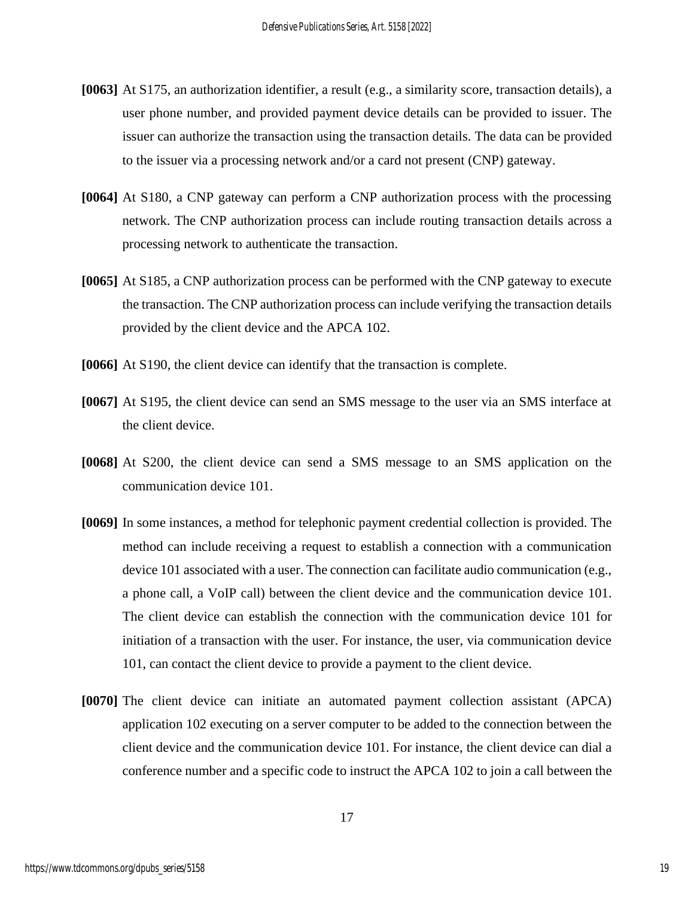**[0063]** At S175, an authorization identifier, a result (e.g., a similarity score, transaction details), a user phone number, and provided payment device details can be provided to issuer. The issuer can authorize the transaction using the transaction details. The data can be provided to the issuer via a processing network and/or a card not present (CNP) gateway.

**[0064]** At S180, a CNP gateway can perform a CNP authorization process with the processing network. The CNP authorization process can include routing transaction details across a processing network to authenticate the transaction.

**[0065]** At S185, a CNP authorization process can be performed with the CNP gateway to execute the transaction. The CNP authorization process can include verifying the transaction details provided by the client device and the APCA 102.

**[0066]** At S190, the client device can identify that the transaction is complete.

**[0067]** At S195, the client device can send an SMS message to the user via an SMS interface at the client device.

**[0068]** At S200, the client device can send a SMS message to an SMS application on the communication device 101.

**[0069]** In some instances, a method for telephonic payment credential collection is provided. The method can include receiving a request to establish a connection with a communication device 101 associated with a user. The connection can facilitate audio communication (e.g., a phone call, a VoIP call) between the client device and the communication device 101. The client device can establish the connection with the communication device 101 for initiation of a transaction with the user. For instance, the user, via communication device 101, can contact the client device to provide a payment to the client device.

**[0070]** The client device can initiate an automated payment collection assistant (APCA) application 102 executing on a server computer to be added to the connection between the client device and the communication device 101. For instance, the client device can dial a conference number and a specific code to instruct the APCA 102 to join a call between the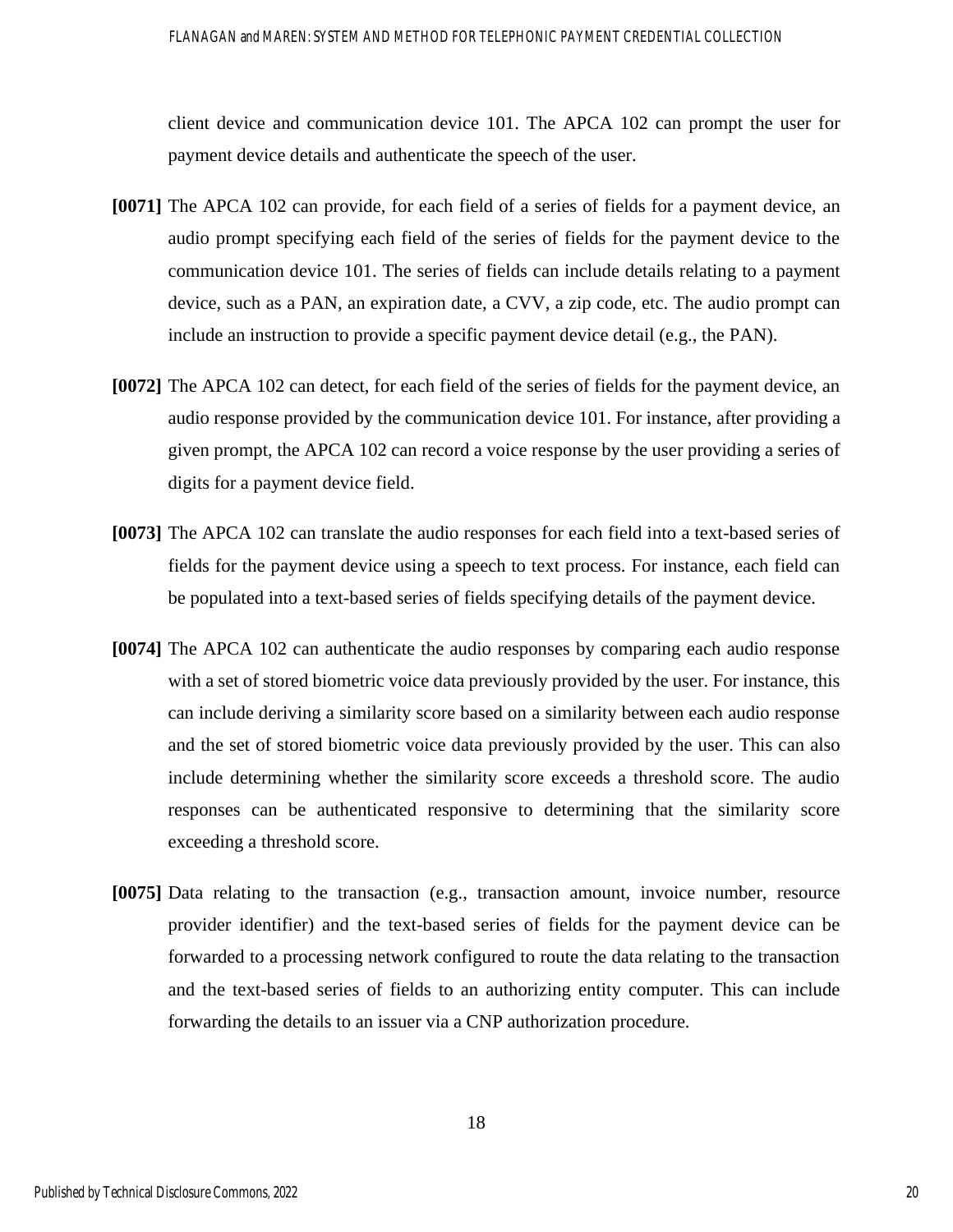client device and communication device 101. The APCA 102 can prompt the user for payment device details and authenticate the speech of the user.

**[0071]** The APCA 102 can provide, for each field of a series of fields for a payment device, an audio prompt specifying each field of the series of fields for the payment device to the communication device 101. The series of fields can include details relating to a payment device, such as a PAN, an expiration date, a CVV, a zip code, etc. The audio prompt can include an instruction to provide a specific payment device detail (e.g., the PAN).

**[0072]** The APCA 102 can detect, for each field of the series of fields for the payment device, an audio response provided by the communication device 101. For instance, after providing a given prompt, the APCA 102 can record a voice response by the user providing a series of digits for a payment device field.

**[0073]** The APCA 102 can translate the audio responses for each field into a text-based series of fields for the payment device using a speech to text process. For instance, each field can be populated into a text-based series of fields specifying details of the payment device.

**[0074]** The APCA 102 can authenticate the audio responses by comparing each audio response with a set of stored biometric voice data previously provided by the user. For instance, this can include deriving a similarity score based on a similarity between each audio response and the set of stored biometric voice data previously provided by the user. This can also include determining whether the similarity score exceeds a threshold score. The audio responses can be authenticated responsive to determining that the similarity score exceeding a threshold score.

**[0075]** Data relating to the transaction (e.g., transaction amount, invoice number, resource provider identifier) and the text-based series of fields for the payment device can be forwarded to a processing network configured to route the data relating to the transaction and the text-based series of fields to an authorizing entity computer. This can include forwarding the details to an issuer via a CNP authorization procedure.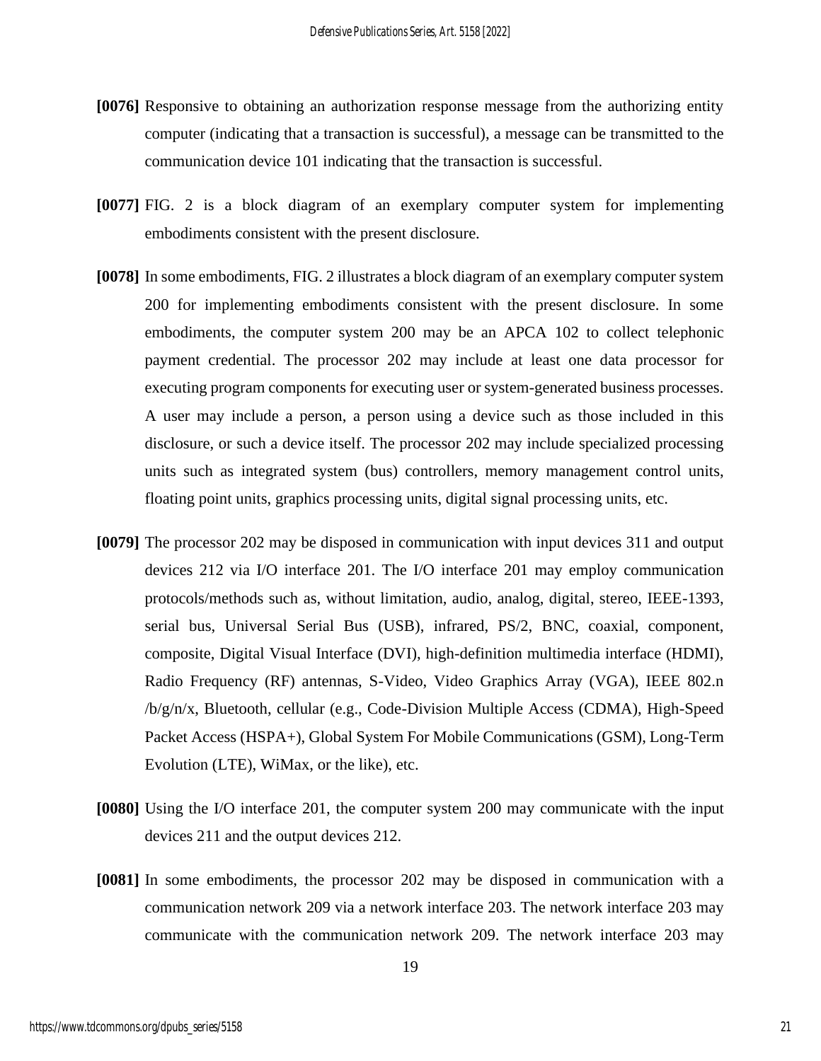**[0076]** Responsive to obtaining an authorization response message from the authorizing entity computer (indicating that a transaction is successful), a message can be transmitted to the communication device 101 indicating that the transaction is successful.

**[0077]** FIG. 2 is a block diagram of an exemplary computer system for implementing embodiments consistent with the present disclosure.

**[0078]** In some embodiments, FIG. 2 illustrates a block diagram of an exemplary computer system 200 for implementing embodiments consistent with the present disclosure. In some embodiments, the computer system 200 may be an APCA 102 to collect telephonic payment credential. The processor 202 may include at least one data processor for executing program components for executing user or system-generated business processes. A user may include a person, a person using a device such as those included in this disclosure, or such a device itself. The processor 202 may include specialized processing units such as integrated system (bus) controllers, memory management control units, floating point units, graphics processing units, digital signal processing units, etc.

**[0079]** The processor 202 may be disposed in communication with input devices 311 and output devices 212 via I/O interface 201. The I/O interface 201 may employ communication protocols/methods such as, without limitation, audio, analog, digital, stereo, IEEE-1393, serial bus, Universal Serial Bus (USB), infrared, PS/2, BNC, coaxial, component, composite, Digital Visual Interface (DVI), high-definition multimedia interface (HDMI), Radio Frequency (RF) antennas, S-Video, Video Graphics Array (VGA), IEEE 802.n /b/g/n/x, Bluetooth, cellular (e.g., Code-Division Multiple Access (CDMA), High-Speed Packet Access (HSPA+), Global System For Mobile Communications (GSM), Long-Term Evolution (LTE), WiMax, or the like), etc.

**[0080]** Using the I/O interface 201, the computer system 200 may communicate with the input devices 211 and the output devices 212.

**[0081]** In some embodiments, the processor 202 may be disposed in communication with a communication network 209 via a network interface 203. The network interface 203 may communicate with the communication network 209. The network interface 203 may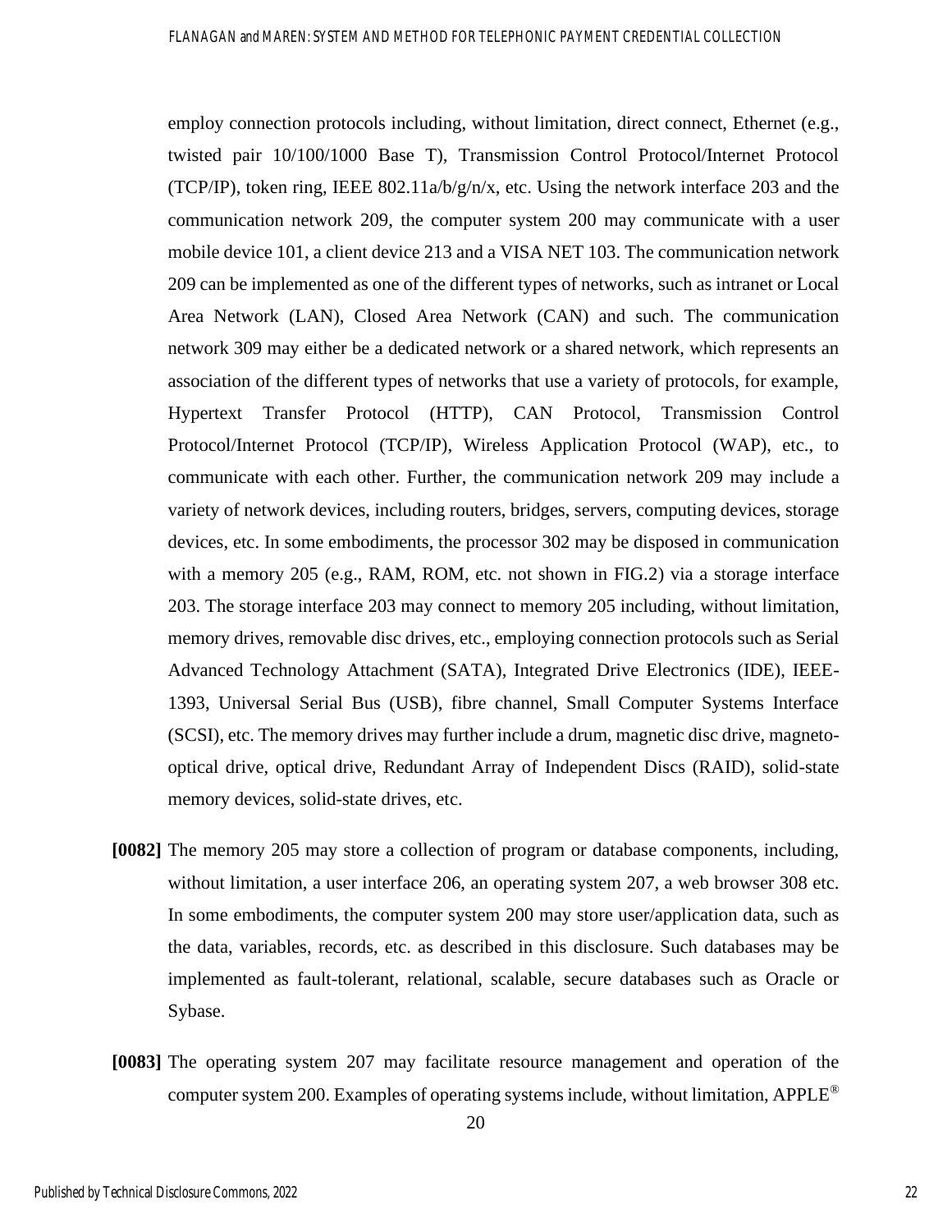employ connection protocols including, without limitation, direct connect, Ethernet (e.g., twisted pair 10/100/1000 Base T), Transmission Control Protocol/Internet Protocol (TCP/IP), token ring, IEEE 802.11a/b/g/n/x, etc. Using the network interface 203 and the communication network 209, the computer system 200 may communicate with a user mobile device 101, a client device 213 and a VISA NET 103. The communication network 209 can be implemented as one of the different types of networks, such as intranet or Local Area Network (LAN), Closed Area Network (CAN) and such. The communication network 309 may either be a dedicated network or a shared network, which represents an association of the different types of networks that use a variety of protocols, for example, Hypertext Transfer Protocol (HTTP), CAN Protocol, Transmission Control Protocol/Internet Protocol (TCP/IP), Wireless Application Protocol (WAP), etc., to communicate with each other. Further, the communication network 209 may include a variety of network devices, including routers, bridges, servers, computing devices, storage devices, etc. In some embodiments, the processor 302 may be disposed in communication with a memory 205 (e.g., RAM, ROM, etc. not shown in FIG.2) via a storage interface 203. The storage interface 203 may connect to memory 205 including, without limitation, memory drives, removable disc drives, etc., employing connection protocols such as Serial Advanced Technology Attachment (SATA), Integrated Drive Electronics (IDE), IEEE-1393, Universal Serial Bus (USB), fibre channel, Small Computer Systems Interface (SCSI), etc. The memory drives may further include a drum, magnetic disc drive, magneto-optical drive, optical drive, Redundant Array of Independent Discs (RAID), solid-state memory devices, solid-state drives, etc.

**[0082]** The memory 205 may store a collection of program or database components, including, without limitation, a user interface 206, an operating system 207, a web browser 308 etc. In some embodiments, the computer system 200 may store user/application data, such as the data, variables, records, etc. as described in this disclosure. Such databases may be implemented as fault-tolerant, relational, scalable, secure databases such as Oracle or Sybase.

**[0083]** The operating system 207 may facilitate resource management and operation of the computer system 200. Examples of operating systems include, without limitation, APPLE®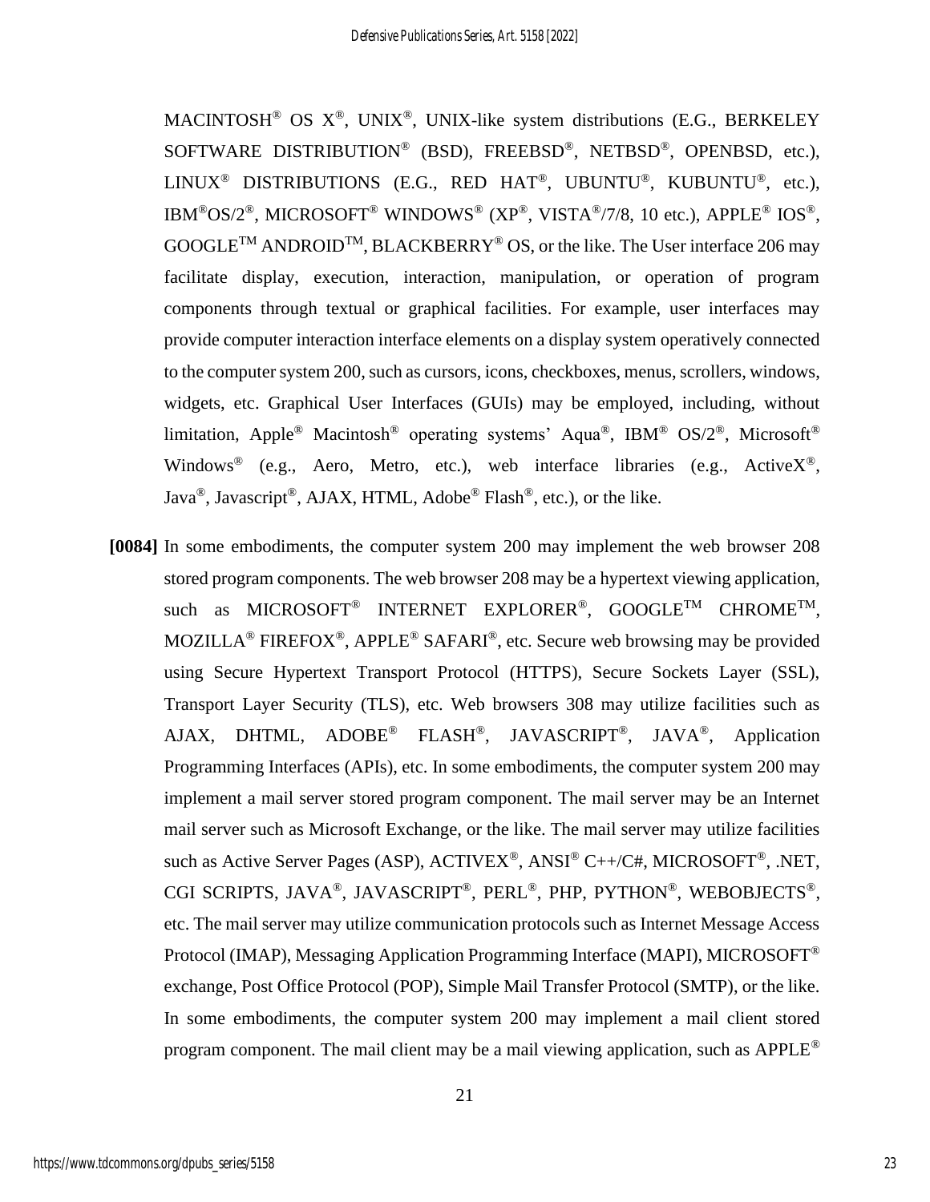MACINTOSH® OS X®, UNIX®, UNIX-like system distributions (E.G., BERKELEY SOFTWARE DISTRIBUTION® (BSD), FREEBSD®, NETBSD®, OPENBSD, etc.), LINUX® DISTRIBUTIONS (E.G., RED HAT®, UBUNTU®, KUBUNTU®, etc.), IBM®OS/2®, MICROSOFT® WINDOWS® (XP®, VISTA®/7/8, 10 etc.), APPLE® IOS®, GOOGLE™ ANDROID™, BLACKBERRY® OS, or the like. The User interface 206 may facilitate display, execution, interaction, manipulation, or operation of program components through textual or graphical facilities. For example, user interfaces may provide computer interaction interface elements on a display system operatively connected to the computer system 200, such as cursors, icons, checkboxes, menus, scrollers, windows, widgets, etc. Graphical User Interfaces (GUIs) may be employed, including, without limitation, Apple® Macintosh® operating systems' Aqua®, IBM® OS/2®, Microsoft® Windows® (e.g., Aero, Metro, etc.), web interface libraries (e.g., ActiveX®, Java®, Javascript®, AJAX, HTML, Adobe® Flash®, etc.), or the like.

**[0084]** In some embodiments, the computer system 200 may implement the web browser 208 stored program components. The web browser 208 may be a hypertext viewing application, such as MICROSOFT® INTERNET EXPLORER®, GOOGLE™ CHROME™, MOZILLA® FIREFOX®, APPLE® SAFARI®, etc. Secure web browsing may be provided using Secure Hypertext Transport Protocol (HTTPS), Secure Sockets Layer (SSL), Transport Layer Security (TLS), etc. Web browsers 308 may utilize facilities such as AJAX, DHTML, ADOBE® FLASH®, JAVASCRIPT®, JAVA®, Application Programming Interfaces (APIs), etc. In some embodiments, the computer system 200 may implement a mail server stored program component. The mail server may be an Internet mail server such as Microsoft Exchange, or the like. The mail server may utilize facilities such as Active Server Pages (ASP), ACTIVEX®, ANSI® C++/C#, MICROSOFT®, .NET, CGI SCRIPTS, JAVA®, JAVASCRIPT®, PERL®, PHP, PYTHON®, WEBOBJECTS®, etc. The mail server may utilize communication protocols such as Internet Message Access Protocol (IMAP), Messaging Application Programming Interface (MAPI), MICROSOFT® exchange, Post Office Protocol (POP), Simple Mail Transfer Protocol (SMTP), or the like. In some embodiments, the computer system 200 may implement a mail client stored program component. The mail client may be a mail viewing application, such as APPLE®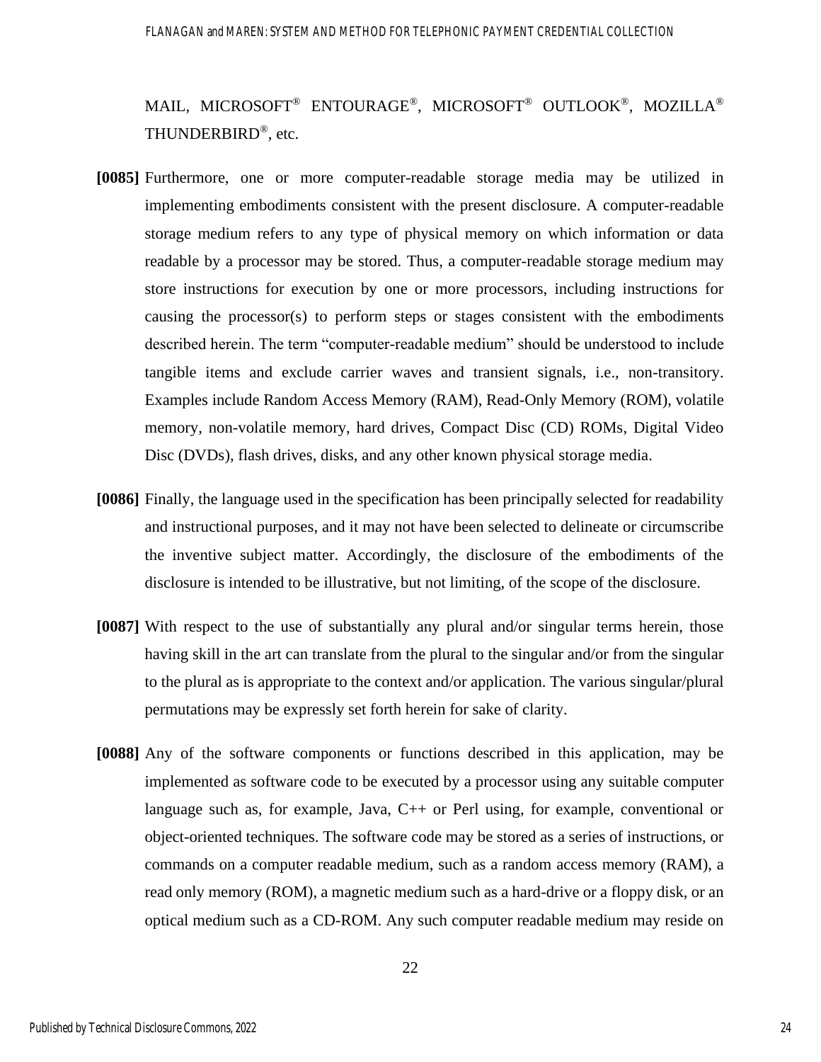MAIL, MICROSOFT® ENTOURAGE®, MICROSOFT® OUTLOOK®, MOZILLA® THUNDERBIRD®, etc.

**[0085]** Furthermore, one or more computer-readable storage media may be utilized in implementing embodiments consistent with the present disclosure. A computer-readable storage medium refers to any type of physical memory on which information or data readable by a processor may be stored. Thus, a computer-readable storage medium may store instructions for execution by one or more processors, including instructions for causing the processor(s) to perform steps or stages consistent with the embodiments described herein. The term "computer-readable medium" should be understood to include tangible items and exclude carrier waves and transient signals, i.e., non-transitory. Examples include Random Access Memory (RAM), Read-Only Memory (ROM), volatile memory, non-volatile memory, hard drives, Compact Disc (CD) ROMs, Digital Video Disc (DVDs), flash drives, disks, and any other known physical storage media.

**[0086]** Finally, the language used in the specification has been principally selected for readability and instructional purposes, and it may not have been selected to delineate or circumscribe the inventive subject matter. Accordingly, the disclosure of the embodiments of the disclosure is intended to be illustrative, but not limiting, of the scope of the disclosure.

**[0087]** With respect to the use of substantially any plural and/or singular terms herein, those having skill in the art can translate from the plural to the singular and/or from the singular to the plural as is appropriate to the context and/or application. The various singular/plural permutations may be expressly set forth herein for sake of clarity.

**[0088]** Any of the software components or functions described in this application, may be implemented as software code to be executed by a processor using any suitable computer language such as, for example, Java, C++ or Perl using, for example, conventional or object-oriented techniques. The software code may be stored as a series of instructions, or commands on a computer readable medium, such as a random access memory (RAM), a read only memory (ROM), a magnetic medium such as a hard-drive or a floppy disk, or an optical medium such as a CD-ROM. Any such computer readable medium may reside on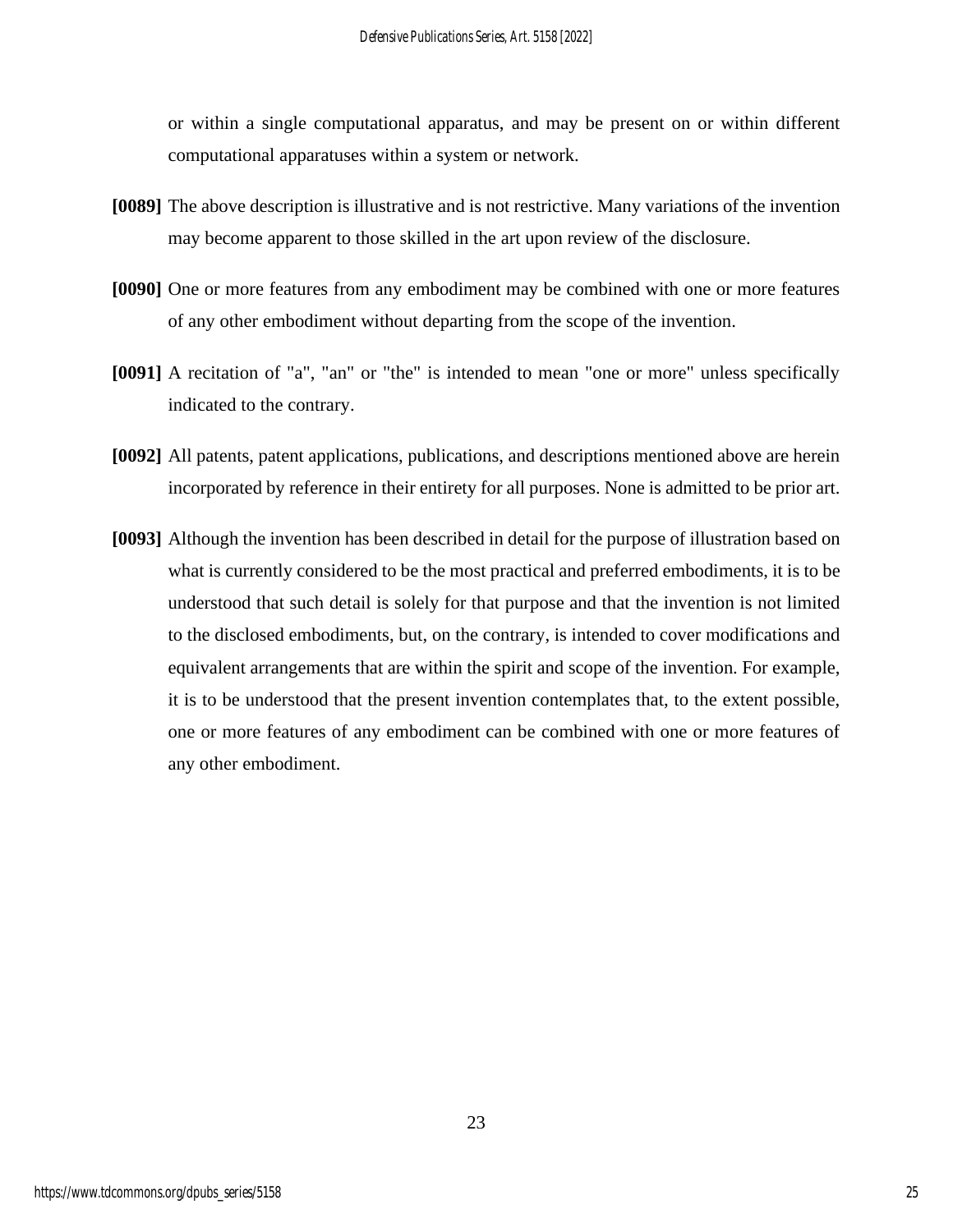or within a single computational apparatus, and may be present on or within different computational apparatuses within a system or network.

**[0089]** The above description is illustrative and is not restrictive. Many variations of the invention may become apparent to those skilled in the art upon review of the disclosure.

**[0090]** One or more features from any embodiment may be combined with one or more features of any other embodiment without departing from the scope of the invention.

**[0091]** A recitation of "a", "an" or "the" is intended to mean "one or more" unless specifically indicated to the contrary.

**[0092]** All patents, patent applications, publications, and descriptions mentioned above are herein incorporated by reference in their entirety for all purposes. None is admitted to be prior art.

**[0093]** Although the invention has been described in detail for the purpose of illustration based on what is currently considered to be the most practical and preferred embodiments, it is to be understood that such detail is solely for that purpose and that the invention is not limited to the disclosed embodiments, but, on the contrary, is intended to cover modifications and equivalent arrangements that are within the spirit and scope of the invention. For example, it is to be understood that the present invention contemplates that, to the extent possible, one or more features of any embodiment can be combined with one or more features of any other embodiment.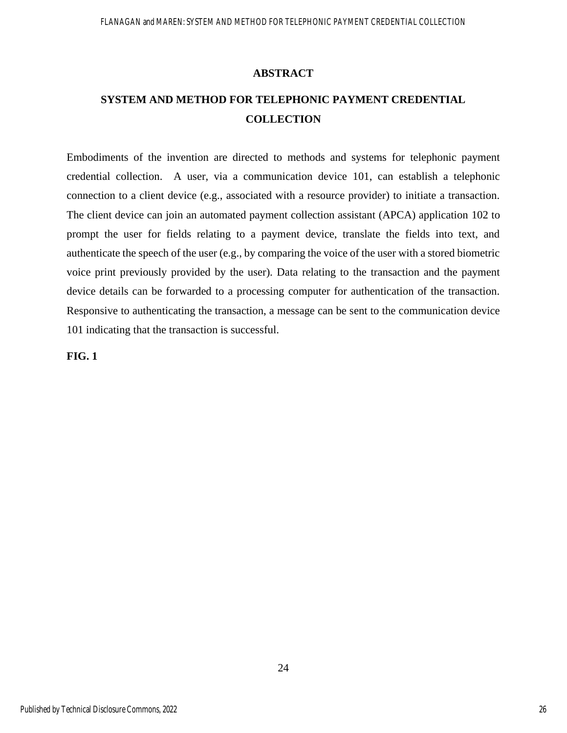## ABSTRACT

## SYSTEM AND METHOD FOR TELEPHONIC PAYMENT CREDENTIAL COLLECTION

Embodiments of the invention are directed to methods and systems for telephonic payment credential collection. A user, via a communication device 101, can establish a telephonic connection to a client device (e.g., associated with a resource provider) to initiate a transaction. The client device can join an automated payment collection assistant (APCA) application 102 to prompt the user for fields relating to a payment device, translate the fields into text, and authenticate the speech of the user (e.g., by comparing the voice of the user with a stored biometric voice print previously provided by the user). Data relating to the transaction and the payment device details can be forwarded to a processing computer for authentication of the transaction. Responsive to authenticating the transaction, a message can be sent to the communication device 101 indicating that the transaction is successful.

**FIG. 1**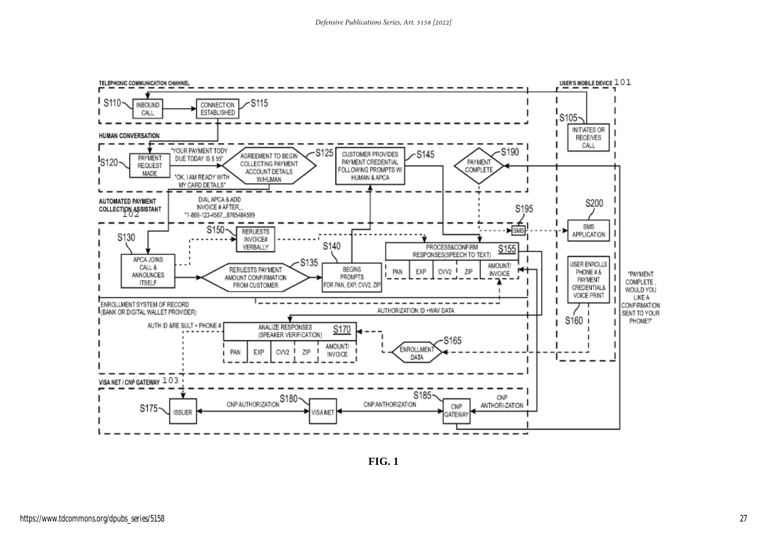**FIG. 1**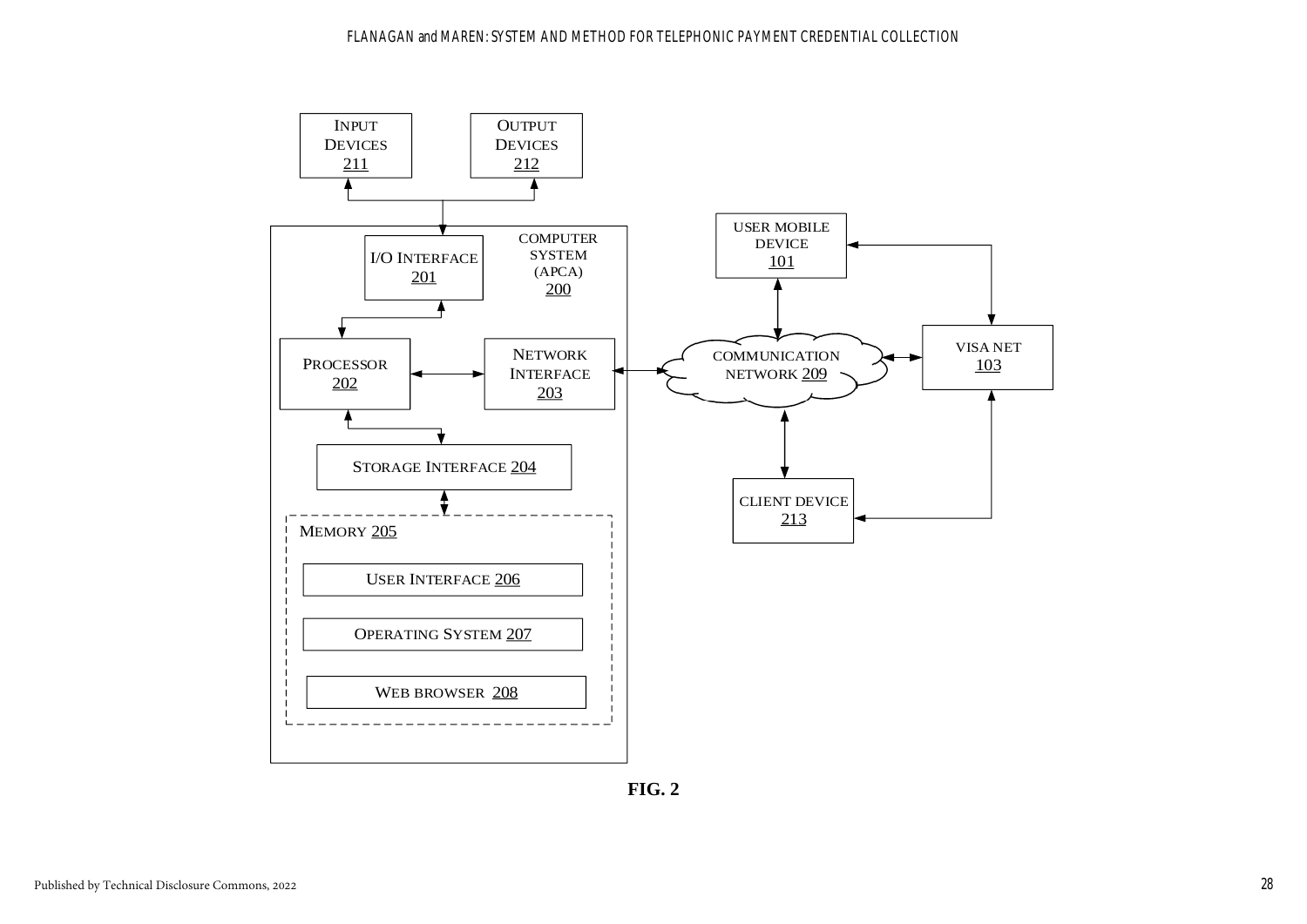INPUT DEVICES 211

OUTPUT DEVICES 212

I/O INTERFACE 201

COMPUTER SYSTEM (APCA) 200

PROCESSOR 202

NETWORK INTERFACE 203

STORAGE INTERFACE 204

MEMORY 205

USER INTERFACE 206

OPERATING SYSTEM 207

WEB BROWSER 208

USER MOBILE DEVICE 101

COMMUNICATION NETWORK 209

VISA NET 103

CLIENT DEVICE 213

**FIG. 2**

Published by Technical Disclosure Commons, 2022